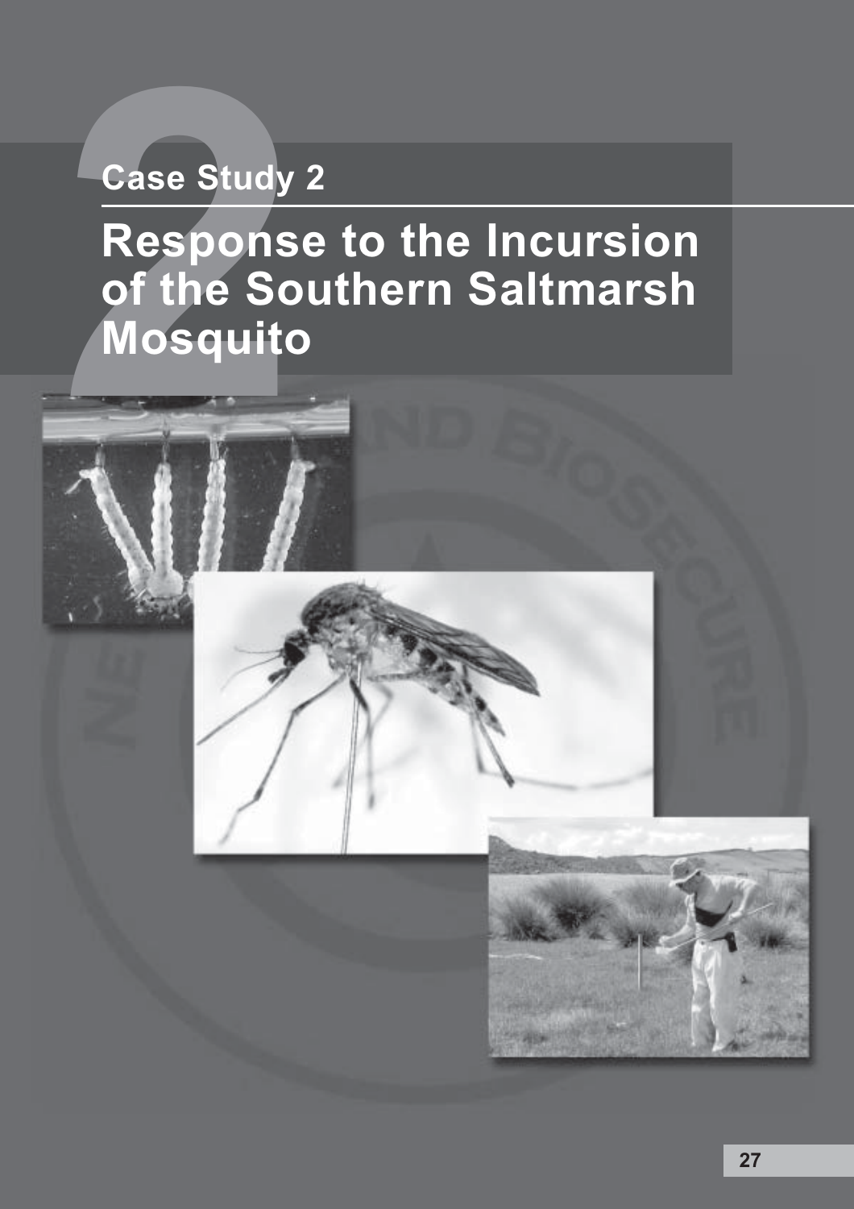## Case Study 2

# Response to the Incursion of the Southern Saltmarsh Mosquito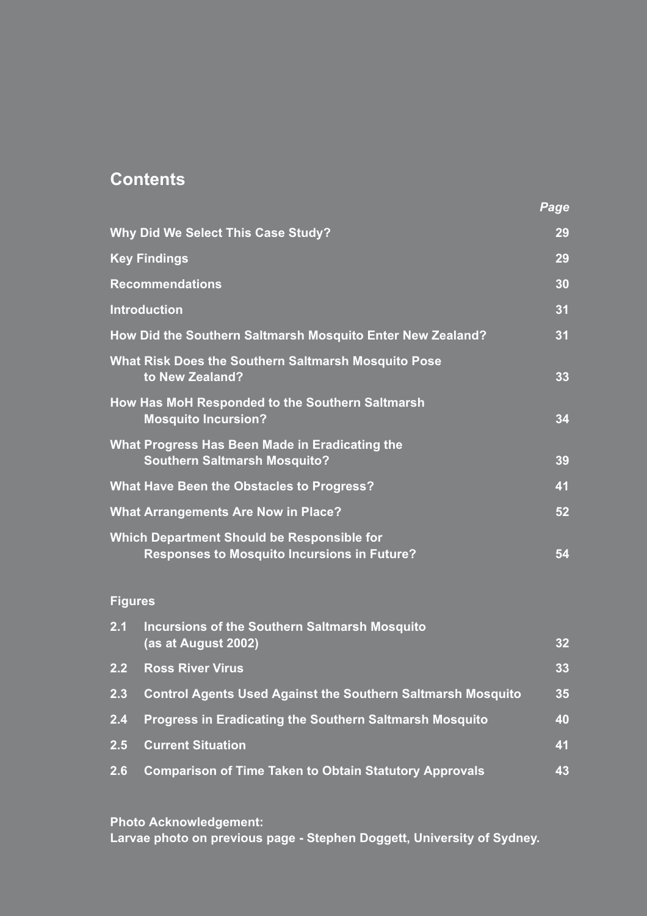## Contents

| | *Page* |
|---|---|
| **Why Did We Select This Case Study?** | **29** |
| **Key Findings** | **29** |
| **Recommendations** | **30** |
| **Introduction** | **31** |
| **How Did the Southern Saltmarsh Mosquito Enter New Zealand?** | **31** |
| **What Risk Does the Southern Saltmarsh Mosquito Pose to New Zealand?** | **33** |
| **How Has MoH Responded to the Southern Saltmarsh Mosquito Incursion?** | **34** |
| **What Progress Has Been Made in Eradicating the Southern Saltmarsh Mosquito?** | **39** |
| **What Have Been the Obstacles to Progress?** | **41** |
| **What Arrangements Are Now in Place?** | **52** |
| **Which Department Should be Responsible for Responses to Mosquito Incursions in Future?** | **54** |

### Figures

| | | |
|---|---|---|
| **2.1** | **Incursions of the Southern Saltmarsh Mosquito (as at August 2002)** | **32** |
| **2.2** | **Ross River Virus** | **33** |
| **2.3** | **Control Agents Used Against the Southern Saltmarsh Mosquito** | **35** |
| **2.4** | **Progress in Eradicating the Southern Saltmarsh Mosquito** | **40** |
| **2.5** | **Current Situation** | **41** |
| **2.6** | **Comparison of Time Taken to Obtain Statutory Approvals** | **43** |

**Photo Acknowledgement:**
**Larvae photo on previous page - Stephen Doggett, University of Sydney.**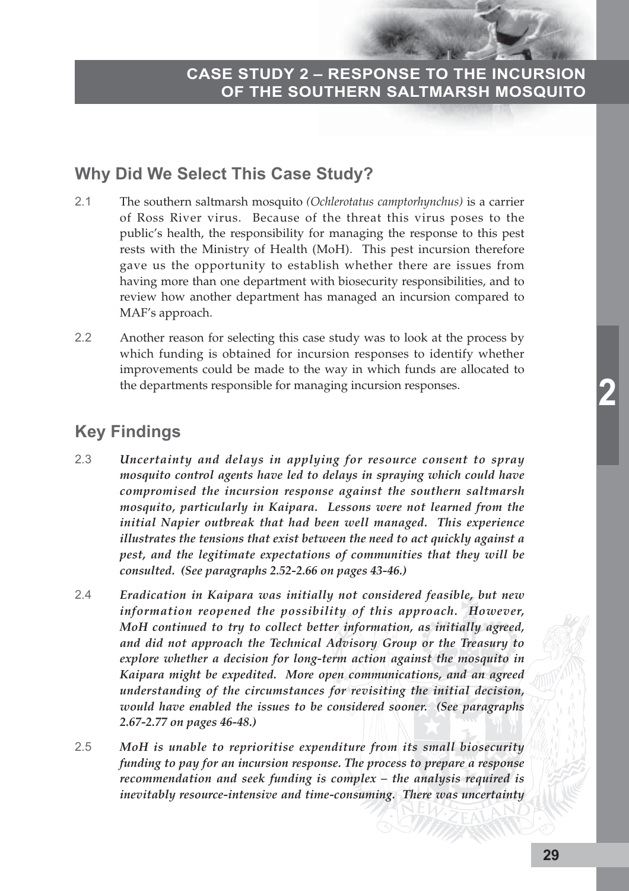# CASE STUDY 2 – RESPONSE TO THE INCURSION OF THE SOUTHERN SALTMARSH MOSQUITO

## Why Did We Select This Case Study?

2.1 The southern saltmarsh mosquito *(Ochlerotatus camptorhynchus)* is a carrier of Ross River virus. Because of the threat this virus poses to the public's health, the responsibility for managing the response to this pest rests with the Ministry of Health (MoH). This pest incursion therefore gave us the opportunity to establish whether there are issues from having more than one department with biosecurity responsibilities, and to review how another department has managed an incursion compared to MAF's approach.

2.2 Another reason for selecting this case study was to look at the process by which funding is obtained for incursion responses to identify whether improvements could be made to the way in which funds are allocated to the departments responsible for managing incursion responses.

## Key Findings

2.3 ***Uncertainty and delays in applying for resource consent to spray mosquito control agents have led to delays in spraying which could have compromised the incursion response against the southern saltmarsh mosquito, particularly in Kaipara. Lessons were not learned from the initial Napier outbreak that had been well managed. This experience illustrates the tensions that exist between the need to act quickly against a pest, and the legitimate expectations of communities that they will be consulted. (See paragraphs 2.52-2.66 on pages 43-46.)***

2.4 ***Eradication in Kaipara was initially not considered feasible, but new information reopened the possibility of this approach. However, MoH continued to try to collect better information, as initially agreed, and did not approach the Technical Advisory Group or the Treasury to explore whether a decision for long-term action against the mosquito in Kaipara might be expedited. More open communications, and an agreed understanding of the circumstances for revisiting the initial decision, would have enabled the issues to be considered sooner. (See paragraphs 2.67-2.77 on pages 46-48.)***

2.5 ***MoH is unable to reprioritise expenditure from its small biosecurity funding to pay for an incursion response. The process to prepare a response recommendation and seek funding is complex – the analysis required is inevitably resource-intensive and time-consuming. There was uncertainty***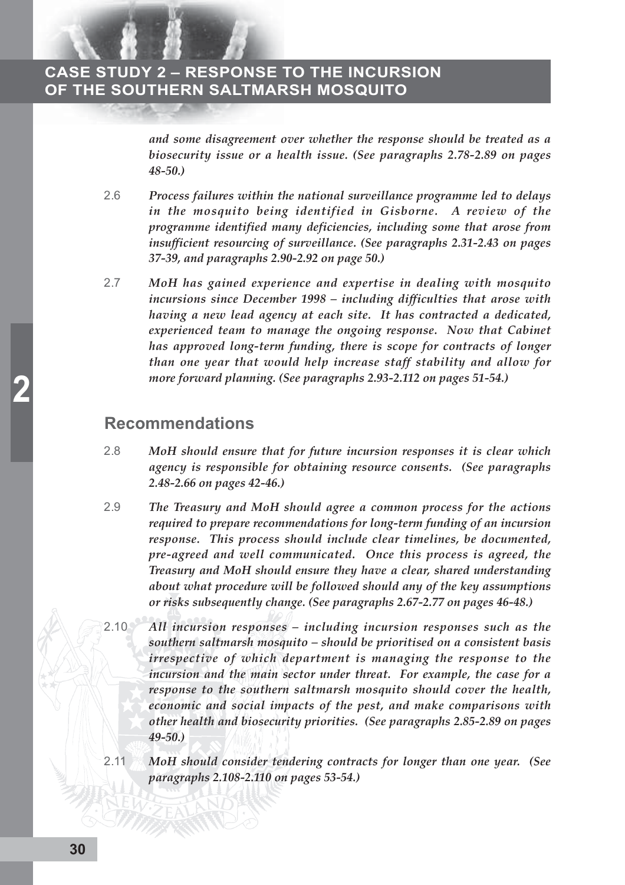*and some disagreement over whether the response should be treated as a biosecurity issue or a health issue. (See paragraphs 2.78-2.89 on pages 48-50.)*

2.6 *Process failures within the national surveillance programme led to delays in the mosquito being identified in Gisborne. A review of the programme identified many deficiencies, including some that arose from insufficient resourcing of surveillance. (See paragraphs 2.31-2.43 on pages 37-39, and paragraphs 2.90-2.92 on page 50.)*

2.7 *MoH has gained experience and expertise in dealing with mosquito incursions since December 1998 – including difficulties that arose with having a new lead agency at each site. It has contracted a dedicated, experienced team to manage the ongoing response. Now that Cabinet has approved long-term funding, there is scope for contracts of longer than one year that would help increase staff stability and allow for more forward planning. (See paragraphs 2.93-2.112 on pages 51-54.)*

## Recommendations

2.8 *MoH should ensure that for future incursion responses it is clear which agency is responsible for obtaining resource consents. (See paragraphs 2.48-2.66 on pages 42-46.)*

2.9 *The Treasury and MoH should agree a common process for the actions required to prepare recommendations for long-term funding of an incursion response. This process should include clear timelines, be documented, pre-agreed and well communicated. Once this process is agreed, the Treasury and MoH should ensure they have a clear, shared understanding about what procedure will be followed should any of the key assumptions or risks subsequently change. (See paragraphs 2.67-2.77 on pages 46-48.)*

2.10 *All incursion responses – including incursion responses such as the southern saltmarsh mosquito – should be prioritised on a consistent basis irrespective of which department is managing the response to the incursion and the main sector under threat. For example, the case for a response to the southern saltmarsh mosquito should cover the health, economic and social impacts of the pest, and make comparisons with other health and biosecurity priorities. (See paragraphs 2.85-2.89 on pages 49-50.)*

2.11 *MoH should consider tendering contracts for longer than one year. (See paragraphs 2.108-2.110 on pages 53-54.)*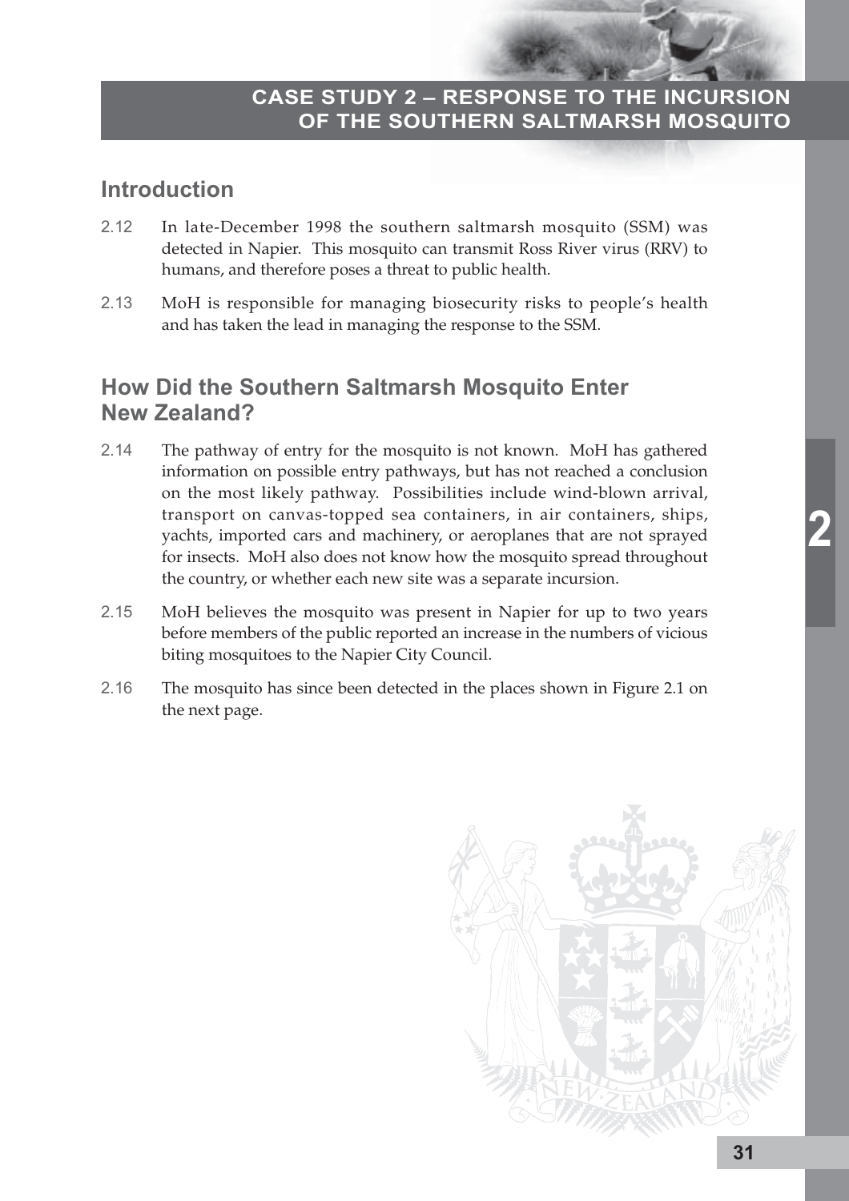# CASE STUDY 2 – RESPONSE TO THE INCURSION OF THE SOUTHERN SALTMARSH MOSQUITO

## Introduction

2.12 In late-December 1998 the southern saltmarsh mosquito (SSM) was detected in Napier. This mosquito can transmit Ross River virus (RRV) to humans, and therefore poses a threat to public health.

2.13 MoH is responsible for managing biosecurity risks to people's health and has taken the lead in managing the response to the SSM.

## How Did the Southern Saltmarsh Mosquito Enter New Zealand?

2.14 The pathway of entry for the mosquito is not known. MoH has gathered information on possible entry pathways, but has not reached a conclusion on the most likely pathway. Possibilities include wind-blown arrival, transport on canvas-topped sea containers, in air containers, ships, yachts, imported cars and machinery, or aeroplanes that are not sprayed for insects. MoH also does not know how the mosquito spread throughout the country, or whether each new site was a separate incursion.

2.15 MoH believes the mosquito was present in Napier for up to two years before members of the public reported an increase in the numbers of vicious biting mosquitoes to the Napier City Council.

2.16 The mosquito has since been detected in the places shown in Figure 2.1 on the next page.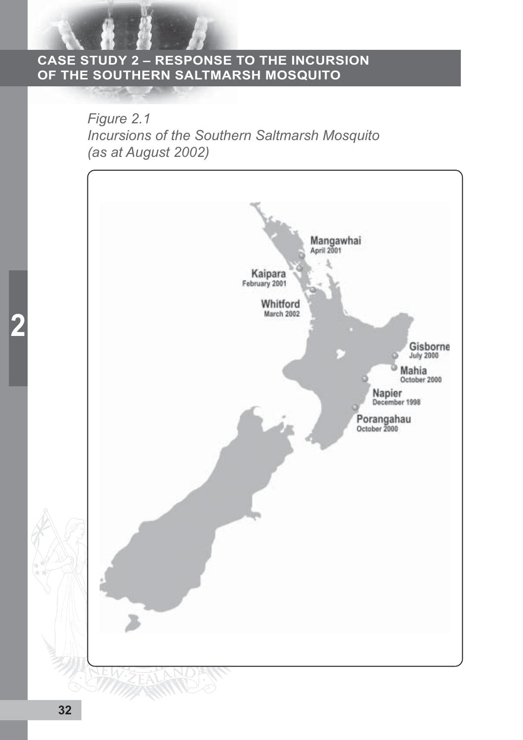## CASE STUDY 2 – RESPONSE TO THE INCURSION OF THE SOUTHERN SALTMARSH MOSQUITO

*Figure 2.1*
*Incursions of the Southern Saltmarsh Mosquito (as at August 2002)*

Mangawhai
April 2001

Kaipara
February 2001

Whitford
March 2002

Gisborne
July 2000

Mahia
October 2000

Napier
December 1998

Porangahau
October 2000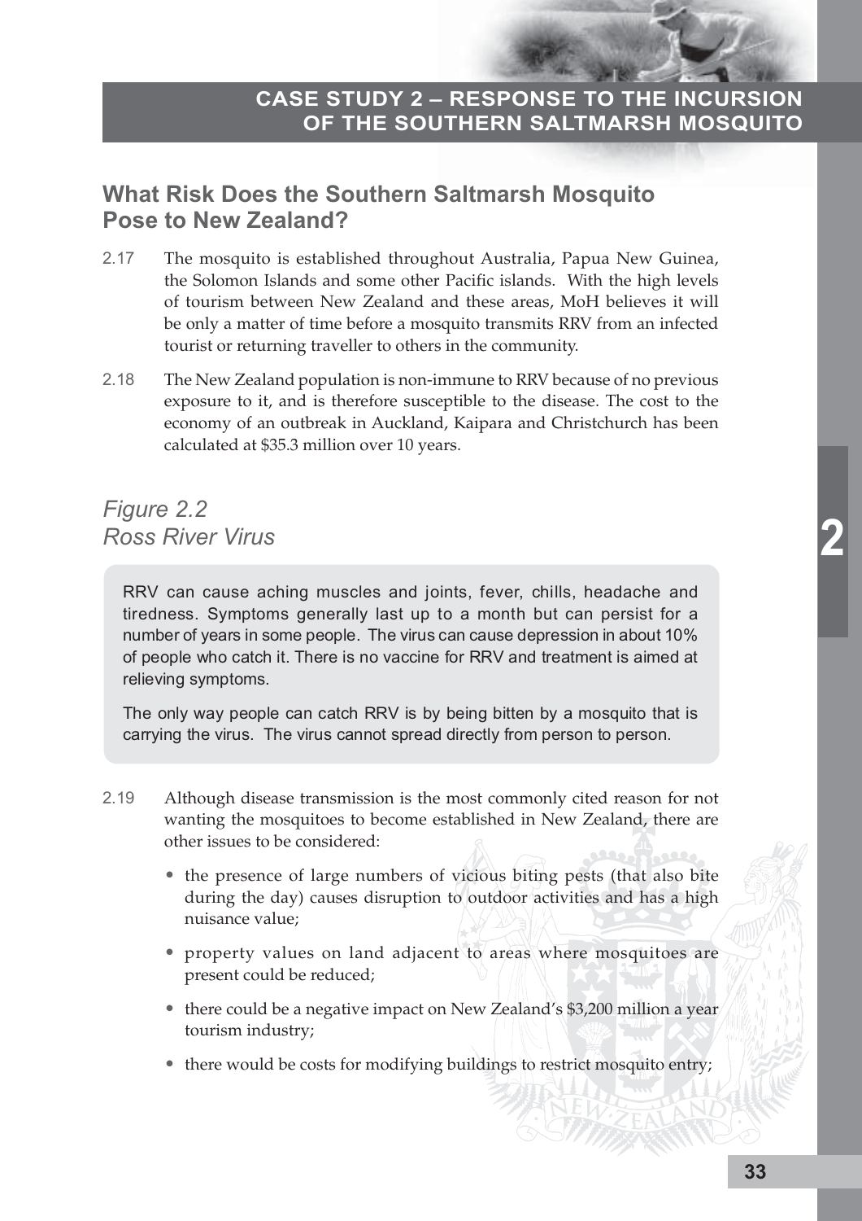## What Risk Does the Southern Saltmarsh Mosquito Pose to New Zealand?

2.17 The mosquito is established throughout Australia, Papua New Guinea, the Solomon Islands and some other Pacific islands. With the high levels of tourism between New Zealand and these areas, MoH believes it will be only a matter of time before a mosquito transmits RRV from an infected tourist or returning traveller to others in the community.

2.18 The New Zealand population is non-immune to RRV because of no previous exposure to it, and is therefore susceptible to the disease. The cost to the economy of an outbreak in Auckland, Kaipara and Christchurch has been calculated at $35.3 million over 10 years.

### *Figure 2.2*
### *Ross River Virus*

RRV can cause aching muscles and joints, fever, chills, headache and tiredness. Symptoms generally last up to a month but can persist for a number of years in some people. The virus can cause depression in about 10% of people who catch it. There is no vaccine for RRV and treatment is aimed at relieving symptoms.

The only way people can catch RRV is by being bitten by a mosquito that is carrying the virus. The virus cannot spread directly from person to person.

2.19 Although disease transmission is the most commonly cited reason for not wanting the mosquitoes to become established in New Zealand, there are other issues to be considered:

- the presence of large numbers of vicious biting pests (that also bite during the day) causes disruption to outdoor activities and has a high nuisance value;
- property values on land adjacent to areas where mosquitoes are present could be reduced;
- there could be a negative impact on New Zealand's $3,200 million a year tourism industry;
- there would be costs for modifying buildings to restrict mosquito entry;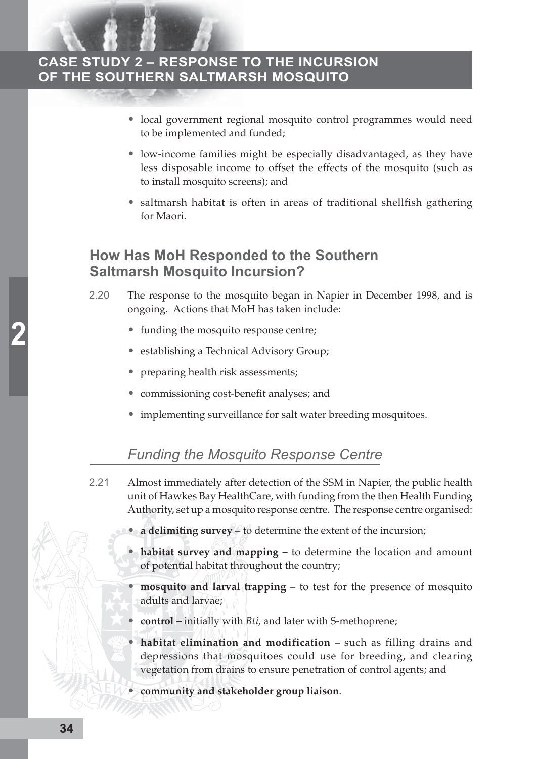- local government regional mosquito control programmes would need to be implemented and funded;
- low-income families might be especially disadvantaged, as they have less disposable income to offset the effects of the mosquito (such as to install mosquito screens); and
- saltmarsh habitat is often in areas of traditional shellfish gathering for Maori.

## How Has MoH Responded to the Southern Saltmarsh Mosquito Incursion?

2.20 The response to the mosquito began in Napier in December 1998, and is ongoing. Actions that MoH has taken include:

- funding the mosquito response centre;
- establishing a Technical Advisory Group;
- preparing health risk assessments;
- commissioning cost-benefit analyses; and
- implementing surveillance for salt water breeding mosquitoes.

### *Funding the Mosquito Response Centre*

2.21 Almost immediately after detection of the SSM in Napier, the public health unit of Hawkes Bay HealthCare, with funding from the then Health Funding Authority, set up a mosquito response centre. The response centre organised:

- **a delimiting survey** – to determine the extent of the incursion;
- **habitat survey and mapping** – to determine the location and amount of potential habitat throughout the country;
- **mosquito and larval trapping** – to test for the presence of mosquito adults and larvae;
- **control** – initially with *Bti,* and later with S-methoprene;
- **habitat elimination and modification** – such as filling drains and depressions that mosquitoes could use for breeding, and clearing vegetation from drains to ensure penetration of control agents; and
- **community and stakeholder group liaison**.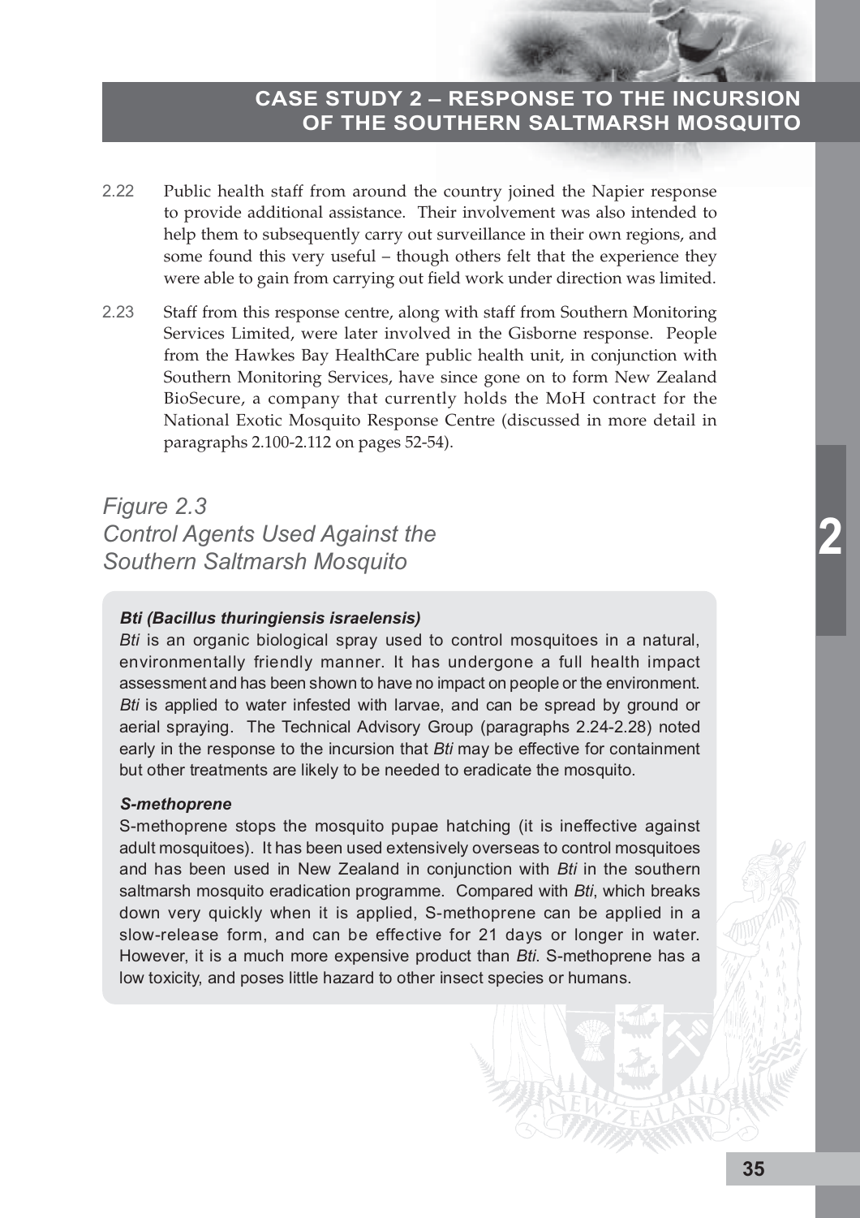2.22 Public health staff from around the country joined the Napier response to provide additional assistance. Their involvement was also intended to help them to subsequently carry out surveillance in their own regions, and some found this very useful – though others felt that the experience they were able to gain from carrying out field work under direction was limited.

2.23 Staff from this response centre, along with staff from Southern Monitoring Services Limited, were later involved in the Gisborne response. People from the Hawkes Bay HealthCare public health unit, in conjunction with Southern Monitoring Services, have since gone on to form New Zealand BioSecure, a company that currently holds the MoH contract for the National Exotic Mosquito Response Centre (discussed in more detail in paragraphs 2.100-2.112 on pages 52-54).

*Figure 2.3*
*Control Agents Used Against the Southern Saltmarsh Mosquito*

***Bti (Bacillus thuringiensis israelensis)***

*Bti* is an organic biological spray used to control mosquitoes in a natural, environmentally friendly manner. It has undergone a full health impact assessment and has been shown to have no impact on people or the environment. *Bti* is applied to water infested with larvae, and can be spread by ground or aerial spraying. The Technical Advisory Group (paragraphs 2.24-2.28) noted early in the response to the incursion that *Bti* may be effective for containment but other treatments are likely to be needed to eradicate the mosquito.

***S-methoprene***

S-methoprene stops the mosquito pupae hatching (it is ineffective against adult mosquitoes). It has been used extensively overseas to control mosquitoes and has been used in New Zealand in conjunction with *Bti* in the southern saltmarsh mosquito eradication programme. Compared with *Bti*, which breaks down very quickly when it is applied, S-methoprene can be applied in a slow-release form, and can be effective for 21 days or longer in water. However, it is a much more expensive product than *Bti*. S-methoprene has a low toxicity, and poses little hazard to other insect species or humans.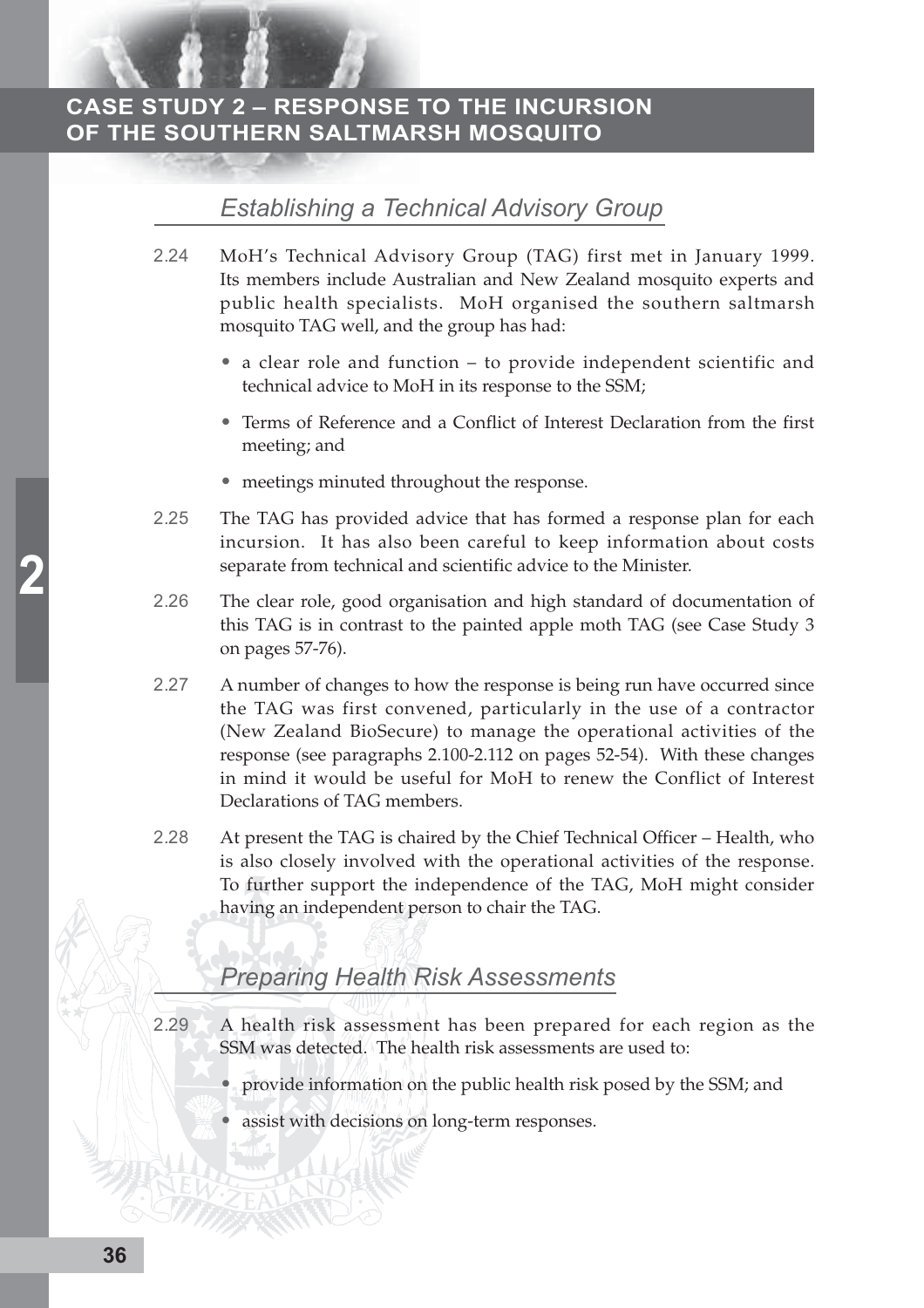## Establishing a Technical Advisory Group

2.24 MoH's Technical Advisory Group (TAG) first met in January 1999. Its members include Australian and New Zealand mosquito experts and public health specialists. MoH organised the southern saltmarsh mosquito TAG well, and the group has had:

- a clear role and function – to provide independent scientific and technical advice to MoH in its response to the SSM;
- Terms of Reference and a Conflict of Interest Declaration from the first meeting; and
- meetings minuted throughout the response.

2.25 The TAG has provided advice that has formed a response plan for each incursion. It has also been careful to keep information about costs separate from technical and scientific advice to the Minister.

2.26 The clear role, good organisation and high standard of documentation of this TAG is in contrast to the painted apple moth TAG (see Case Study 3 on pages 57-76).

2.27 A number of changes to how the response is being run have occurred since the TAG was first convened, particularly in the use of a contractor (New Zealand BioSecure) to manage the operational activities of the response (see paragraphs 2.100-2.112 on pages 52-54). With these changes in mind it would be useful for MoH to renew the Conflict of Interest Declarations of TAG members.

2.28 At present the TAG is chaired by the Chief Technical Officer – Health, who is also closely involved with the operational activities of the response. To further support the independence of the TAG, MoH might consider having an independent person to chair the TAG.

## Preparing Health Risk Assessments

2.29 A health risk assessment has been prepared for each region as the SSM was detected. The health risk assessments are used to:

- provide information on the public health risk posed by the SSM; and
- assist with decisions on long-term responses.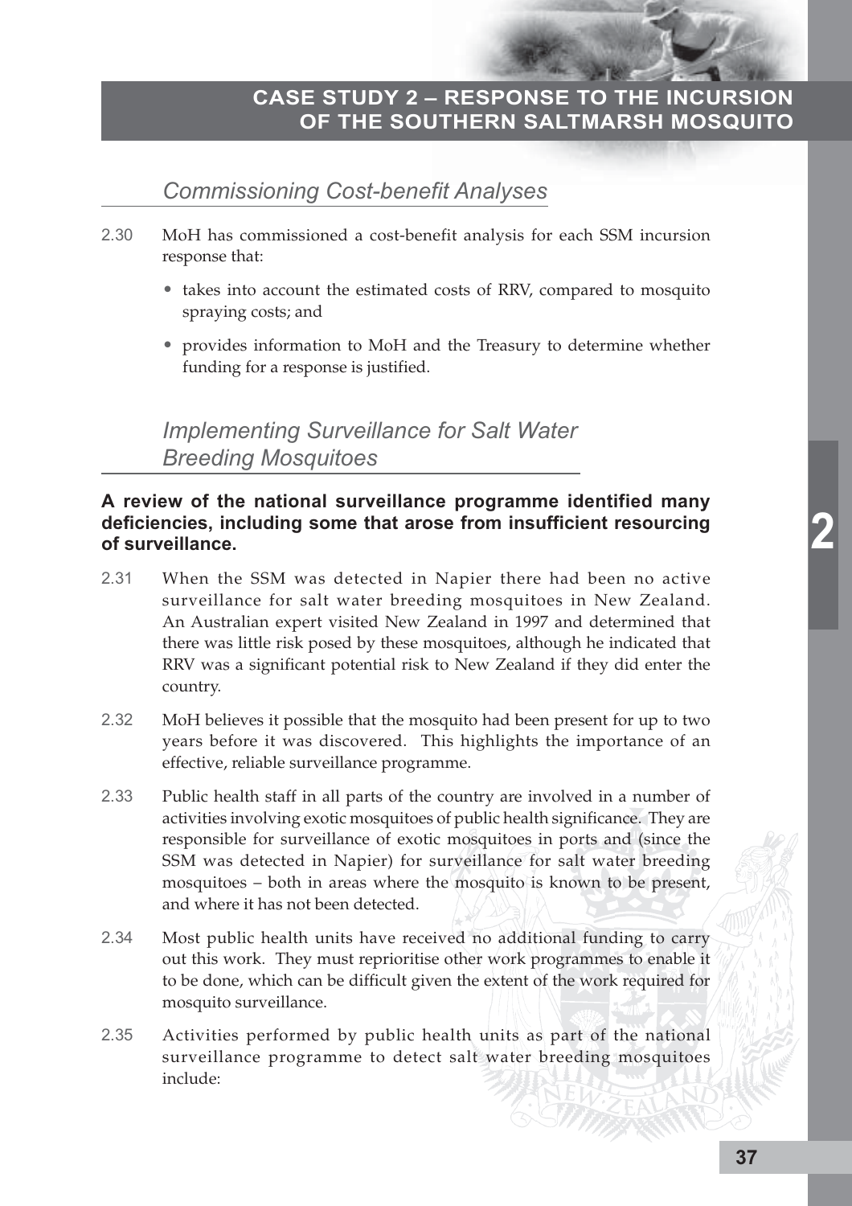## Commissioning Cost-benefit Analyses

2.30 MoH has commissioned a cost-benefit analysis for each SSM incursion response that:

- takes into account the estimated costs of RRV, compared to mosquito spraying costs; and
- provides information to MoH and the Treasury to determine whether funding for a response is justified.

## Implementing Surveillance for Salt Water Breeding Mosquitoes

**A review of the national surveillance programme identified many deficiencies, including some that arose from insufficient resourcing of surveillance.**

2.31 When the SSM was detected in Napier there had been no active surveillance for salt water breeding mosquitoes in New Zealand. An Australian expert visited New Zealand in 1997 and determined that there was little risk posed by these mosquitoes, although he indicated that RRV was a significant potential risk to New Zealand if they did enter the country.

2.32 MoH believes it possible that the mosquito had been present for up to two years before it was discovered. This highlights the importance of an effective, reliable surveillance programme.

2.33 Public health staff in all parts of the country are involved in a number of activities involving exotic mosquitoes of public health significance. They are responsible for surveillance of exotic mosquitoes in ports and (since the SSM was detected in Napier) for surveillance for salt water breeding mosquitoes – both in areas where the mosquito is known to be present, and where it has not been detected.

2.34 Most public health units have received no additional funding to carry out this work. They must reprioritise other work programmes to enable it to be done, which can be difficult given the extent of the work required for mosquito surveillance.

2.35 Activities performed by public health units as part of the national surveillance programme to detect salt water breeding mosquitoes include: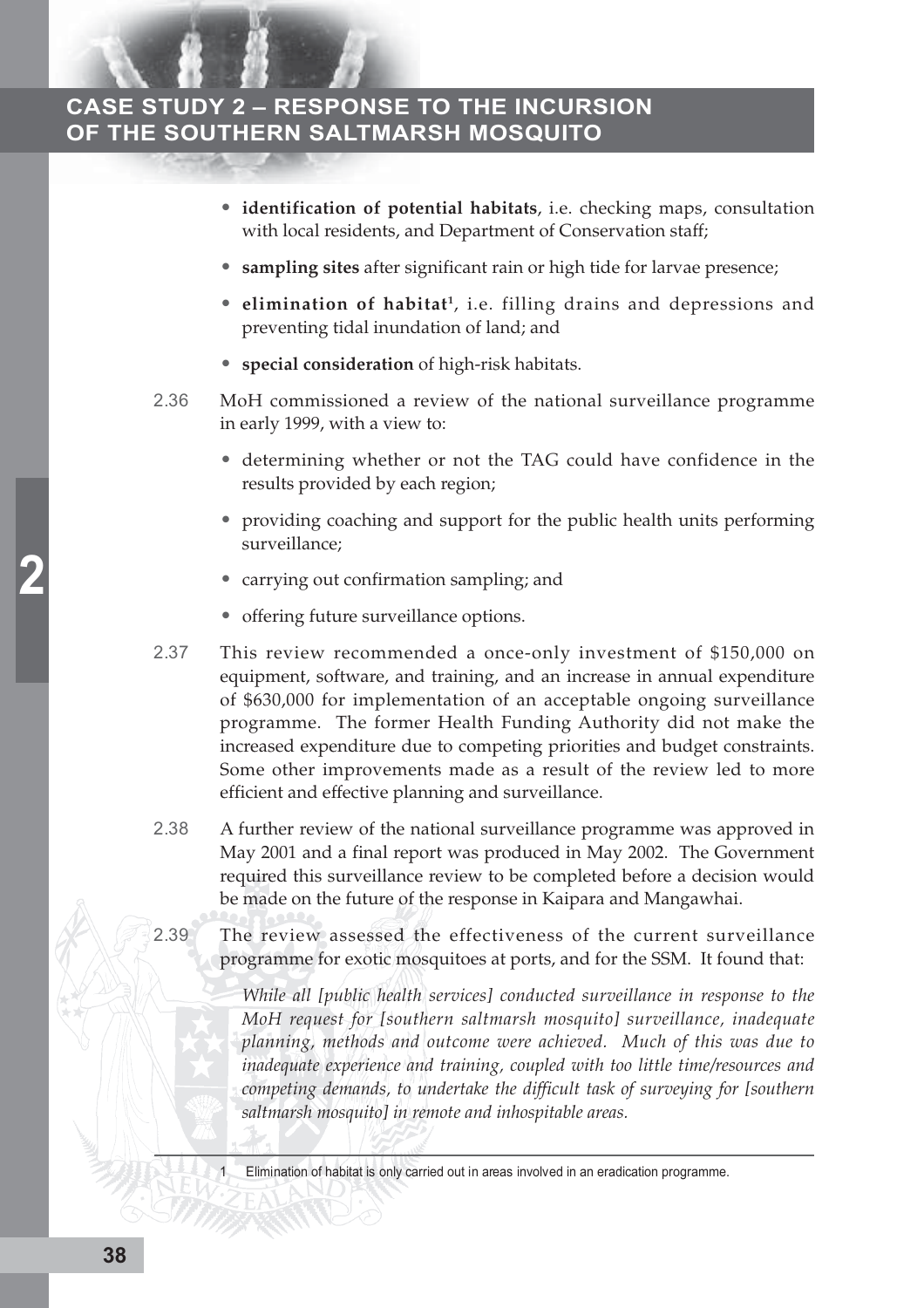- **identification of potential habitats**, i.e. checking maps, consultation with local residents, and Department of Conservation staff;
- **sampling sites** after significant rain or high tide for larvae presence;
- **elimination of habitat**[1], i.e. filling drains and depressions and preventing tidal inundation of land; and
- **special consideration** of high-risk habitats.

2.36 MoH commissioned a review of the national surveillance programme in early 1999, with a view to:

- determining whether or not the TAG could have confidence in the results provided by each region;
- providing coaching and support for the public health units performing surveillance;
- carrying out confirmation sampling; and
- offering future surveillance options.

2.37 This review recommended a once-only investment of $150,000 on equipment, software, and training, and an increase in annual expenditure of $630,000 for implementation of an acceptable ongoing surveillance programme. The former Health Funding Authority did not make the increased expenditure due to competing priorities and budget constraints. Some other improvements made as a result of the review led to more efficient and effective planning and surveillance.

2.38 A further review of the national surveillance programme was approved in May 2001 and a final report was produced in May 2002. The Government required this surveillance review to be completed before a decision would be made on the future of the response in Kaipara and Mangawhai.

2.39 The review assessed the effectiveness of the current surveillance programme for exotic mosquitoes at ports, and for the SSM. It found that:

> *While all [public health services] conducted surveillance in response to the MoH request for [southern saltmarsh mosquito] surveillance, inadequate planning, methods and outcome were achieved. Much of this was due to inadequate experience and training, coupled with too little time/resources and competing demands, to undertake the difficult task of surveying for [southern saltmarsh mosquito] in remote and inhospitable areas.*

---

1 Elimination of habitat is only carried out in areas involved in an eradication programme.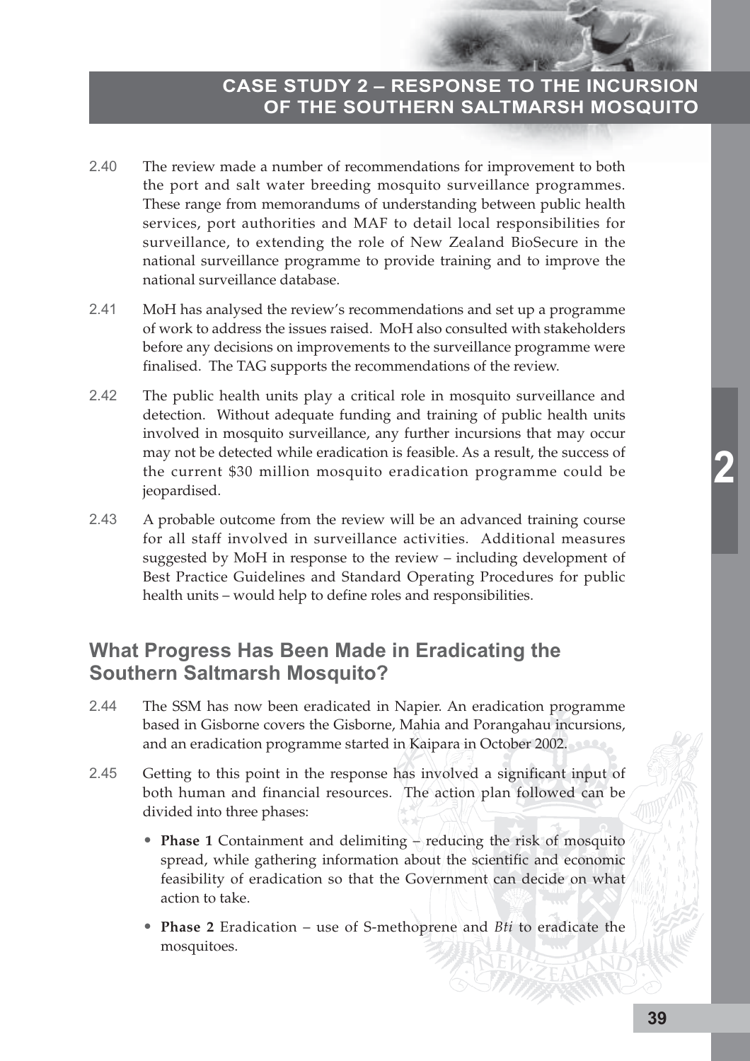2.40 The review made a number of recommendations for improvement to both the port and salt water breeding mosquito surveillance programmes. These range from memorandums of understanding between public health services, port authorities and MAF to detail local responsibilities for surveillance, to extending the role of New Zealand BioSecure in the national surveillance programme to provide training and to improve the national surveillance database.

2.41 MoH has analysed the review's recommendations and set up a programme of work to address the issues raised. MoH also consulted with stakeholders before any decisions on improvements to the surveillance programme were finalised. The TAG supports the recommendations of the review.

2.42 The public health units play a critical role in mosquito surveillance and detection. Without adequate funding and training of public health units involved in mosquito surveillance, any further incursions that may occur may not be detected while eradication is feasible. As a result, the success of the current $30 million mosquito eradication programme could be jeopardised.

2.43 A probable outcome from the review will be an advanced training course for all staff involved in surveillance activities. Additional measures suggested by MoH in response to the review – including development of Best Practice Guidelines and Standard Operating Procedures for public health units – would help to define roles and responsibilities.

## What Progress Has Been Made in Eradicating the Southern Saltmarsh Mosquito?

2.44 The SSM has now been eradicated in Napier. An eradication programme based in Gisborne covers the Gisborne, Mahia and Porangahau incursions, and an eradication programme started in Kaipara in October 2002.

2.45 Getting to this point in the response has involved a significant input of both human and financial resources. The action plan followed can be divided into three phases:

- **Phase 1** Containment and delimiting – reducing the risk of mosquito spread, while gathering information about the scientific and economic feasibility of eradication so that the Government can decide on what action to take.
- **Phase 2** Eradication – use of S-methoprene and *Bti* to eradicate the mosquitoes.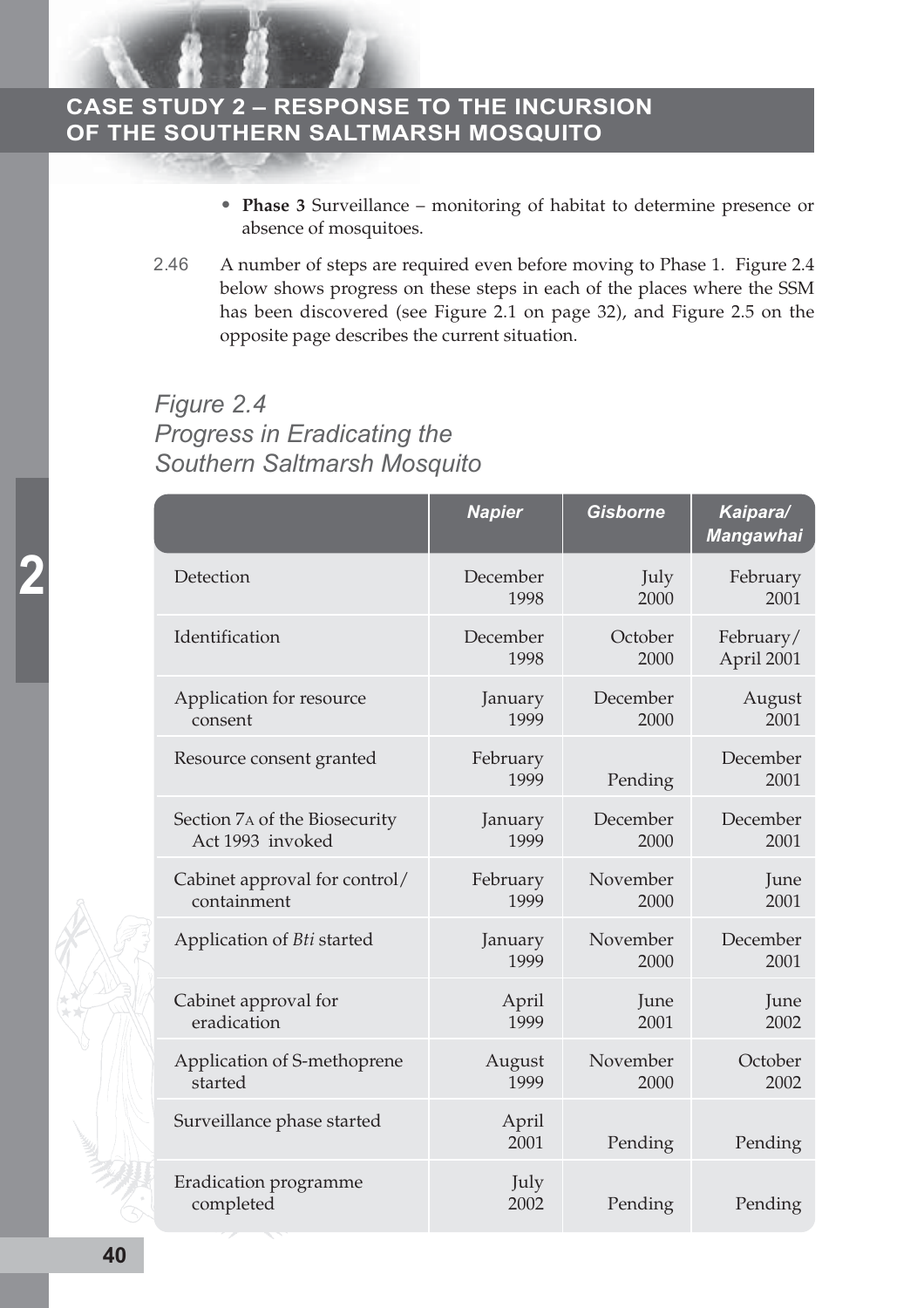- **Phase 3** Surveillance – monitoring of habitat to determine presence or absence of mosquitoes.

2.46 A number of steps are required even before moving to Phase 1. Figure 2.4 below shows progress on these steps in each of the places where the SSM has been discovered (see Figure 2.1 on page 32), and Figure 2.5 on the opposite page describes the current situation.

### *Figure 2.4*
### *Progress in Eradicating the Southern Saltmarsh Mosquito*

| | *Napier* | *Gisborne* | *Kaipara/ Mangawhai* |
|---|---|---|---|
| Detection | December 1998 | July 2000 | February 2001 |
| Identification | December 1998 | October 2000 | February/ April 2001 |
| Application for resource consent | January 1999 | December 2000 | August 2001 |
| Resource consent granted | February 1999 | Pending | December 2001 |
| Section 7A of the Biosecurity Act 1993 invoked | January 1999 | December 2000 | December 2001 |
| Cabinet approval for control/ containment | February 1999 | November 2000 | June 2001 |
| Application of *Bti* started | January 1999 | November 2000 | December 2001 |
| Cabinet approval for eradication | April 1999 | June 2001 | June 2002 |
| Application of S-methoprene started | August 1999 | November 2000 | October 2002 |
| Surveillance phase started | April 2001 | Pending | Pending |
| Eradication programme completed | July 2002 | Pending | Pending |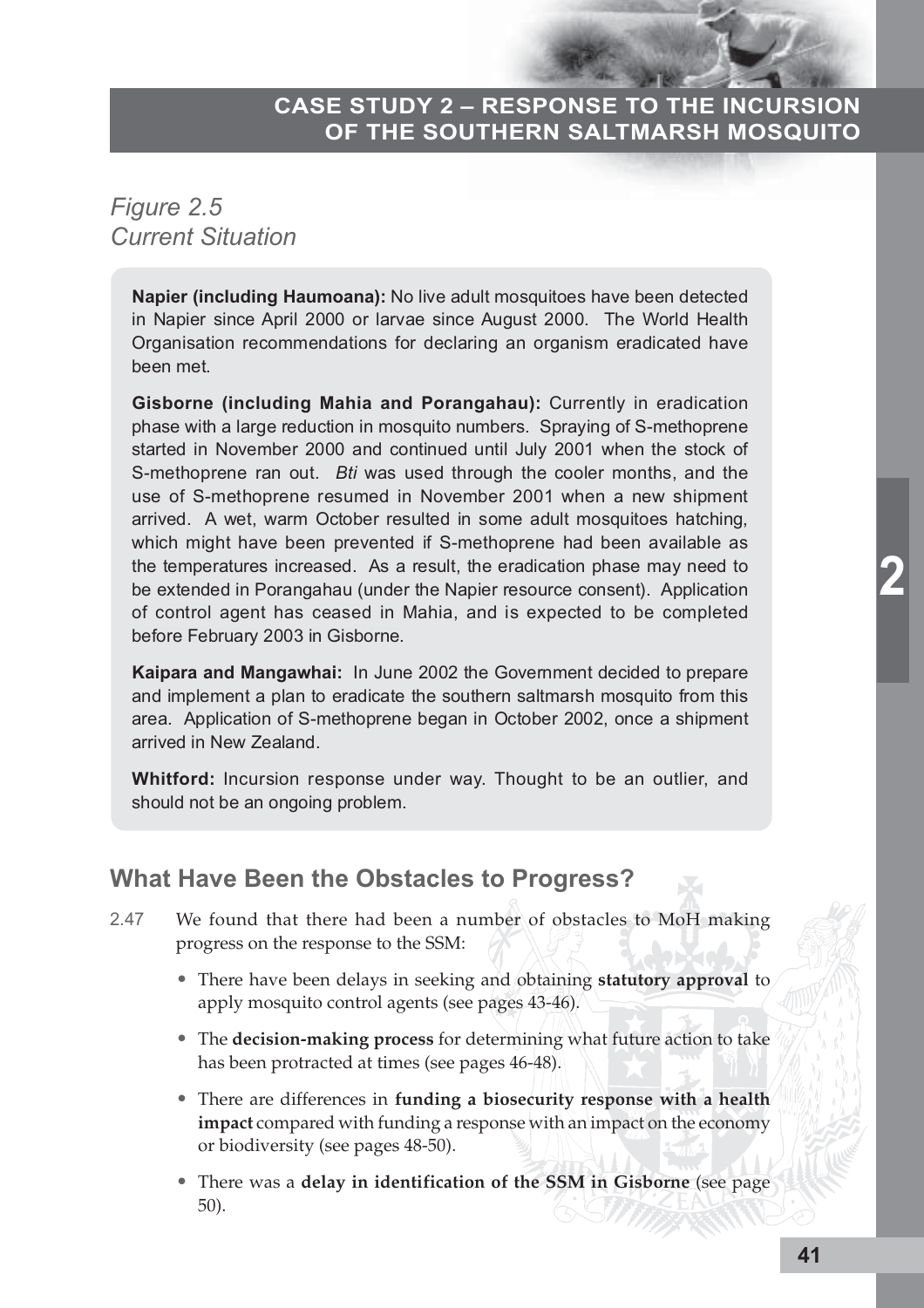*Figure 2.5*
*Current Situation*

**Napier (including Haumoana):** No live adult mosquitoes have been detected in Napier since April 2000 or larvae since August 2000. The World Health Organisation recommendations for declaring an organism eradicated have been met.

**Gisborne (including Mahia and Porangahau):** Currently in eradication phase with a large reduction in mosquito numbers. Spraying of S-methoprene started in November 2000 and continued until July 2001 when the stock of S-methoprene ran out. *Bti* was used through the cooler months, and the use of S-methoprene resumed in November 2001 when a new shipment arrived. A wet, warm October resulted in some adult mosquitoes hatching, which might have been prevented if S-methoprene had been available as the temperatures increased. As a result, the eradication phase may need to be extended in Porangahau (under the Napier resource consent). Application of control agent has ceased in Mahia, and is expected to be completed before February 2003 in Gisborne.

**Kaipara and Mangawhai:** In June 2002 the Government decided to prepare and implement a plan to eradicate the southern saltmarsh mosquito from this area. Application of S-methoprene began in October 2002, once a shipment arrived in New Zealand.

**Whitford:** Incursion response under way. Thought to be an outlier, and should not be an ongoing problem.

## What Have Been the Obstacles to Progress?

2.47 We found that there had been a number of obstacles to MoH making progress on the response to the SSM:

- There have been delays in seeking and obtaining **statutory approval** to apply mosquito control agents (see pages 43-46).
- The **decision-making process** for determining what future action to take has been protracted at times (see pages 46-48).
- There are differences in **funding a biosecurity response with a health impact** compared with funding a response with an impact on the economy or biodiversity (see pages 48-50).
- There was a **delay in identification of the SSM in Gisborne** (see page 50).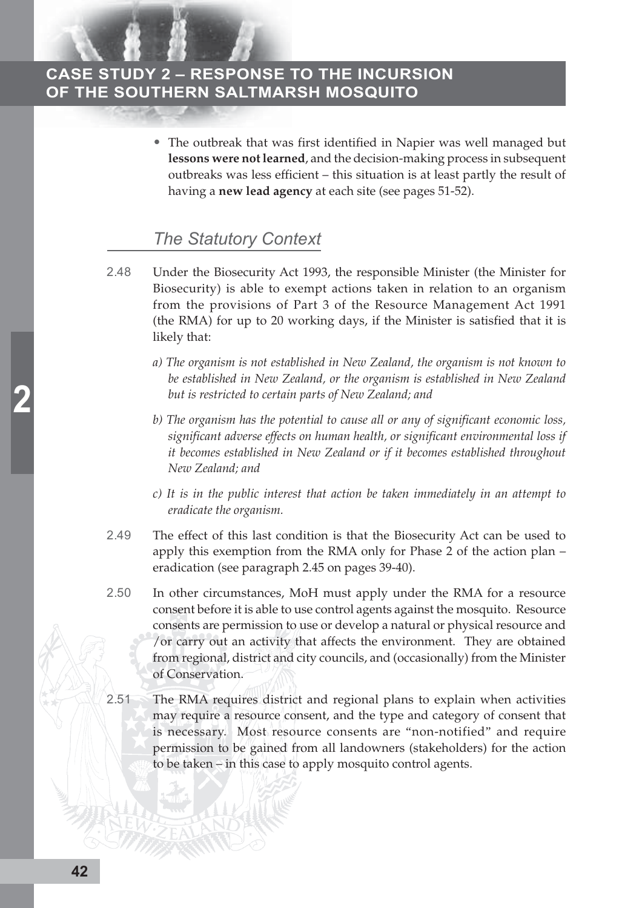- The outbreak that was first identified in Napier was well managed but **lessons were not learned**, and the decision-making process in subsequent outbreaks was less efficient – this situation is at least partly the result of having a **new lead agency** at each site (see pages 51-52).

## *The Statutory Context*

2.48 Under the Biosecurity Act 1993, the responsible Minister (the Minister for Biosecurity) is able to exempt actions taken in relation to an organism from the provisions of Part 3 of the Resource Management Act 1991 (the RMA) for up to 20 working days, if the Minister is satisfied that it is likely that:

*a) The organism is not established in New Zealand, the organism is not known to be established in New Zealand, or the organism is established in New Zealand but is restricted to certain parts of New Zealand; and*

*b) The organism has the potential to cause all or any of significant economic loss, significant adverse effects on human health, or significant environmental loss if it becomes established in New Zealand or if it becomes established throughout New Zealand; and*

*c) It is in the public interest that action be taken immediately in an attempt to eradicate the organism.*

2.49 The effect of this last condition is that the Biosecurity Act can be used to apply this exemption from the RMA only for Phase 2 of the action plan – eradication (see paragraph 2.45 on pages 39-40).

2.50 In other circumstances, MoH must apply under the RMA for a resource consent before it is able to use control agents against the mosquito. Resource consents are permission to use or develop a natural or physical resource and /or carry out an activity that affects the environment. They are obtained from regional, district and city councils, and (occasionally) from the Minister of Conservation.

2.51 The RMA requires district and regional plans to explain when activities may require a resource consent, and the type and category of consent that is necessary. Most resource consents are "non-notified" and require permission to be gained from all landowners (stakeholders) for the action to be taken – in this case to apply mosquito control agents.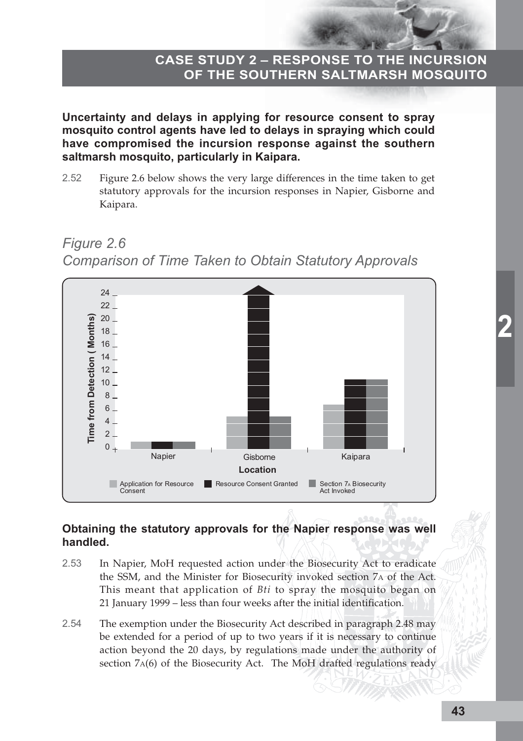## CASE STUDY 2 – RESPONSE TO THE INCURSION OF THE SOUTHERN SALTMARSH MOSQUITO

**Uncertainty and delays in applying for resource consent to spray mosquito control agents have led to delays in spraying which could have compromised the incursion response against the southern saltmarsh mosquito, particularly in Kaipara.**

2.52 Figure 2.6 below shows the very large differences in the time taken to get statutory approvals for the incursion responses in Napier, Gisborne and Kaipara.

*Figure 2.6*
*Comparison of Time Taken to Obtain Statutory Approvals*

| Location | Application for Resource Consent | Resource Consent Granted | Section 7A Biosecurity Act Invoked |
|---|---|---|---|
| Napier | 1 | 1 | 1 |
| Gisborne | 5 | 24+ | 5 |
| Kaipara | 7 | 11 | 11 |

*Time from Detection (Months)*

**Obtaining the statutory approvals for the Napier response was well handled.**

2.53 In Napier, MoH requested action under the Biosecurity Act to eradicate the SSM, and the Minister for Biosecurity invoked section 7A of the Act. This meant that application of *Bti* to spray the mosquito began on 21 January 1999 – less than four weeks after the initial identification.

2.54 The exemption under the Biosecurity Act described in paragraph 2.48 may be extended for a period of up to two years if it is necessary to continue action beyond the 20 days, by regulations made under the authority of section 7A(6) of the Biosecurity Act. The MoH drafted regulations ready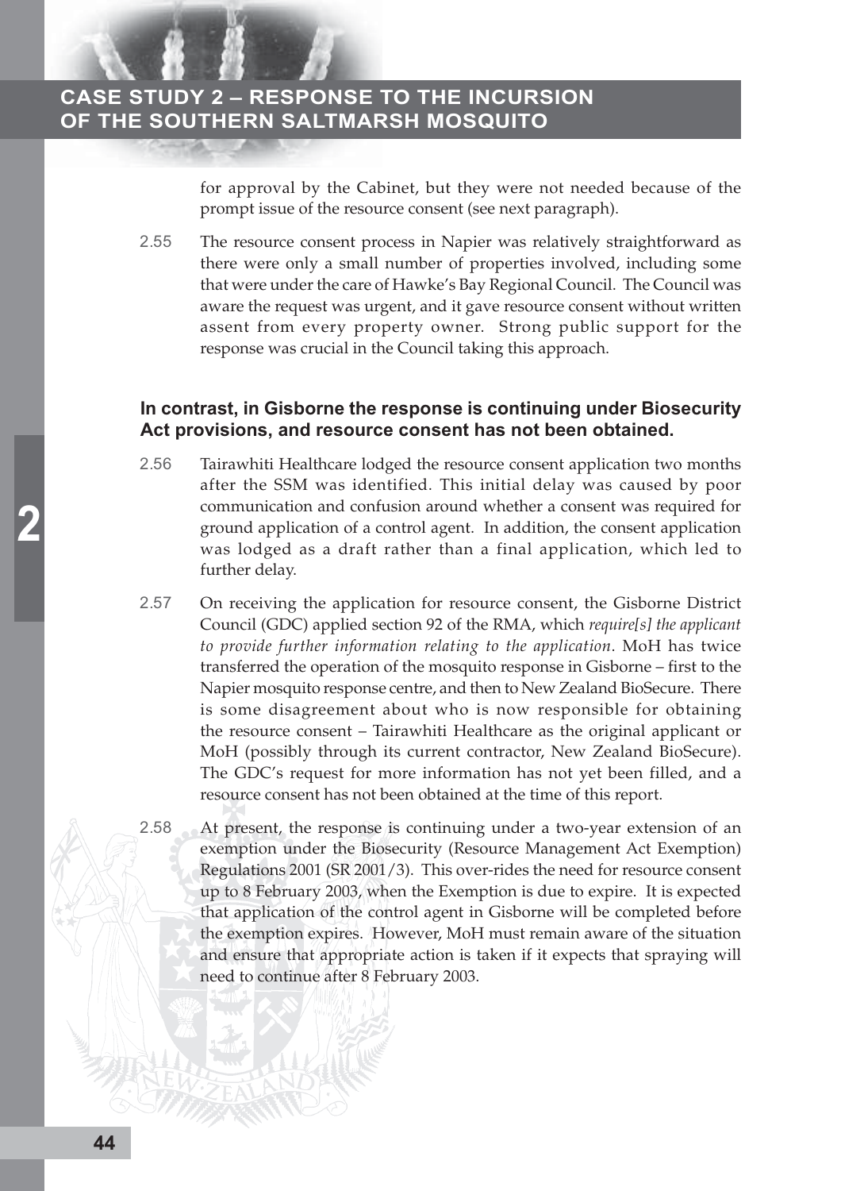for approval by the Cabinet, but they were not needed because of the prompt issue of the resource consent (see next paragraph).

2.55 The resource consent process in Napier was relatively straightforward as there were only a small number of properties involved, including some that were under the care of Hawke's Bay Regional Council. The Council was aware the request was urgent, and it gave resource consent without written assent from every property owner. Strong public support for the response was crucial in the Council taking this approach.

### In contrast, in Gisborne the response is continuing under Biosecurity Act provisions, and resource consent has not been obtained.

2.56 Tairawhiti Healthcare lodged the resource consent application two months after the SSM was identified. This initial delay was caused by poor communication and confusion around whether a consent was required for ground application of a control agent. In addition, the consent application was lodged as a draft rather than a final application, which led to further delay.

2.57 On receiving the application for resource consent, the Gisborne District Council (GDC) applied section 92 of the RMA, which *require[s] the applicant to provide further information relating to the application*. MoH has twice transferred the operation of the mosquito response in Gisborne – first to the Napier mosquito response centre, and then to New Zealand BioSecure. There is some disagreement about who is now responsible for obtaining the resource consent – Tairawhiti Healthcare as the original applicant or MoH (possibly through its current contractor, New Zealand BioSecure). The GDC's request for more information has not yet been filled, and a resource consent has not been obtained at the time of this report.

2.58 At present, the response is continuing under a two-year extension of an exemption under the Biosecurity (Resource Management Act Exemption) Regulations 2001 (SR 2001/3). This over-rides the need for resource consent up to 8 February 2003, when the Exemption is due to expire. It is expected that application of the control agent in Gisborne will be completed before the exemption expires. However, MoH must remain aware of the situation and ensure that appropriate action is taken if it expects that spraying will need to continue after 8 February 2003.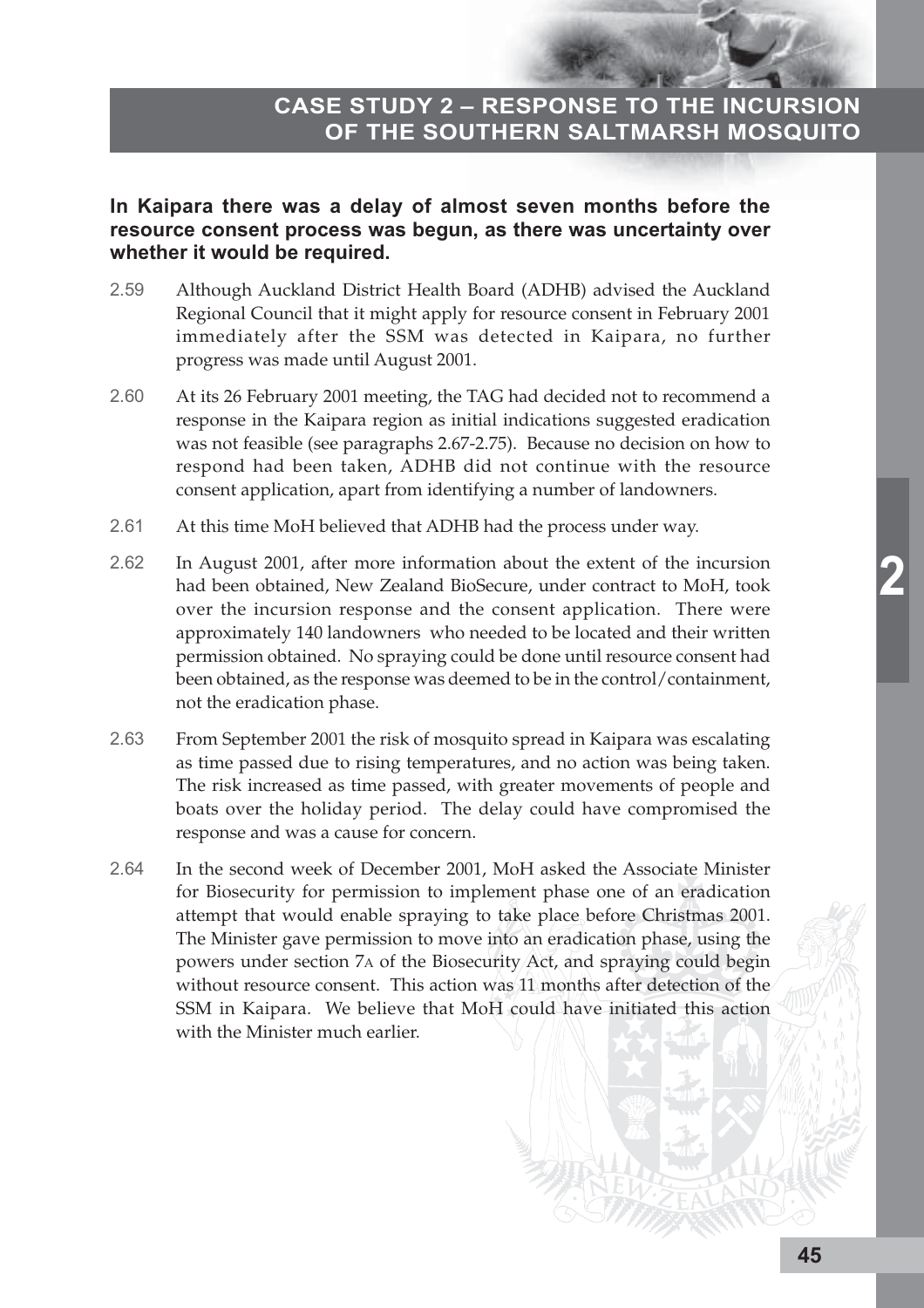## CASE STUDY 2 – RESPONSE TO THE INCURSION OF THE SOUTHERN SALTMARSH MOSQUITO

**In Kaipara there was a delay of almost seven months before the resource consent process was begun, as there was uncertainty over whether it would be required.**

2.59 Although Auckland District Health Board (ADHB) advised the Auckland Regional Council that it might apply for resource consent in February 2001 immediately after the SSM was detected in Kaipara, no further progress was made until August 2001.

2.60 At its 26 February 2001 meeting, the TAG had decided not to recommend a response in the Kaipara region as initial indications suggested eradication was not feasible (see paragraphs 2.67-2.75). Because no decision on how to respond had been taken, ADHB did not continue with the resource consent application, apart from identifying a number of landowners.

2.61 At this time MoH believed that ADHB had the process under way.

2.62 In August 2001, after more information about the extent of the incursion had been obtained, New Zealand BioSecure, under contract to MoH, took over the incursion response and the consent application. There were approximately 140 landowners who needed to be located and their written permission obtained. No spraying could be done until resource consent had been obtained, as the response was deemed to be in the control/containment, not the eradication phase.

2.63 From September 2001 the risk of mosquito spread in Kaipara was escalating as time passed due to rising temperatures, and no action was being taken. The risk increased as time passed, with greater movements of people and boats over the holiday period. The delay could have compromised the response and was a cause for concern.

2.64 In the second week of December 2001, MoH asked the Associate Minister for Biosecurity for permission to implement phase one of an eradication attempt that would enable spraying to take place before Christmas 2001. The Minister gave permission to move into an eradication phase, using the powers under section 7A of the Biosecurity Act, and spraying could begin without resource consent. This action was 11 months after detection of the SSM in Kaipara. We believe that MoH could have initiated this action with the Minister much earlier.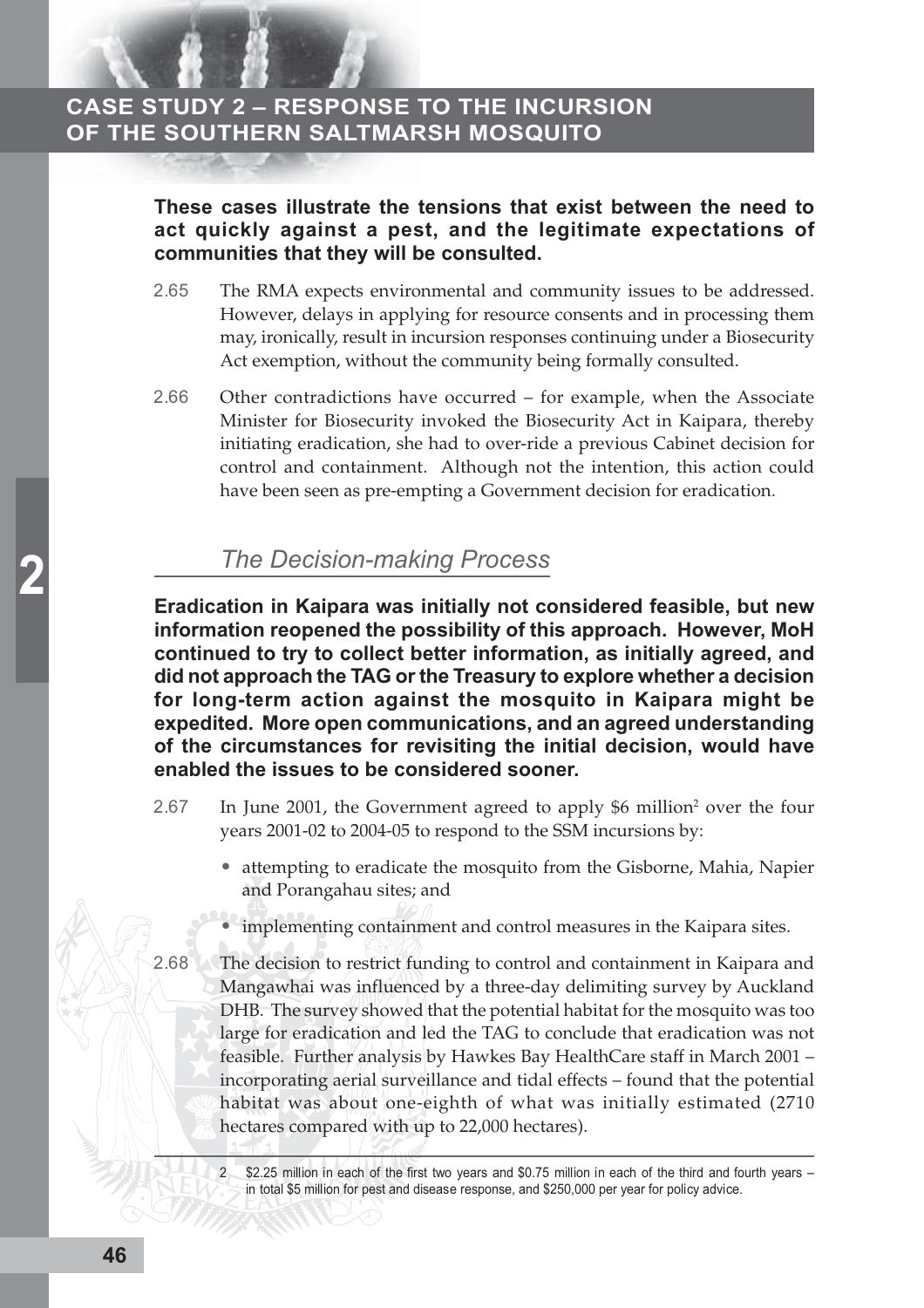# CASE STUDY 2 – RESPONSE TO THE INCURSION OF THE SOUTHERN SALTMARSH MOSQUITO

**These cases illustrate the tensions that exist between the need to act quickly against a pest, and the legitimate expectations of communities that they will be consulted.**

2.65 The RMA expects environmental and community issues to be addressed. However, delays in applying for resource consents and in processing them may, ironically, result in incursion responses continuing under a Biosecurity Act exemption, without the community being formally consulted.

2.66 Other contradictions have occurred – for example, when the Associate Minister for Biosecurity invoked the Biosecurity Act in Kaipara, thereby initiating eradication, she had to over-ride a previous Cabinet decision for control and containment. Although not the intention, this action could have been seen as pre-empting a Government decision for eradication.

## *The Decision-making Process*

**Eradication in Kaipara was initially not considered feasible, but new information reopened the possibility of this approach. However, MoH continued to try to collect better information, as initially agreed, and did not approach the TAG or the Treasury to explore whether a decision for long-term action against the mosquito in Kaipara might be expedited. More open communications, and an agreed understanding of the circumstances for revisiting the initial decision, would have enabled the issues to be considered sooner.**

2.67 In June 2001, the Government agreed to apply \$6 million[2] over the four years 2001-02 to 2004-05 to respond to the SSM incursions by:

- attempting to eradicate the mosquito from the Gisborne, Mahia, Napier and Porangahau sites; and
- implementing containment and control measures in the Kaipara sites.

2.68 The decision to restrict funding to control and containment in Kaipara and Mangawhai was influenced by a three-day delimiting survey by Auckland DHB. The survey showed that the potential habitat for the mosquito was too large for eradication and led the TAG to conclude that eradication was not feasible. Further analysis by Hawkes Bay HealthCare staff in March 2001 – incorporating aerial surveillance and tidal effects – found that the potential habitat was about one-eighth of what was initially estimated (2710 hectares compared with up to 22,000 hectares).

2 \$2.25 million in each of the first two years and \$0.75 million in each of the third and fourth years – in total \$5 million for pest and disease response, and \$250,000 per year for policy advice.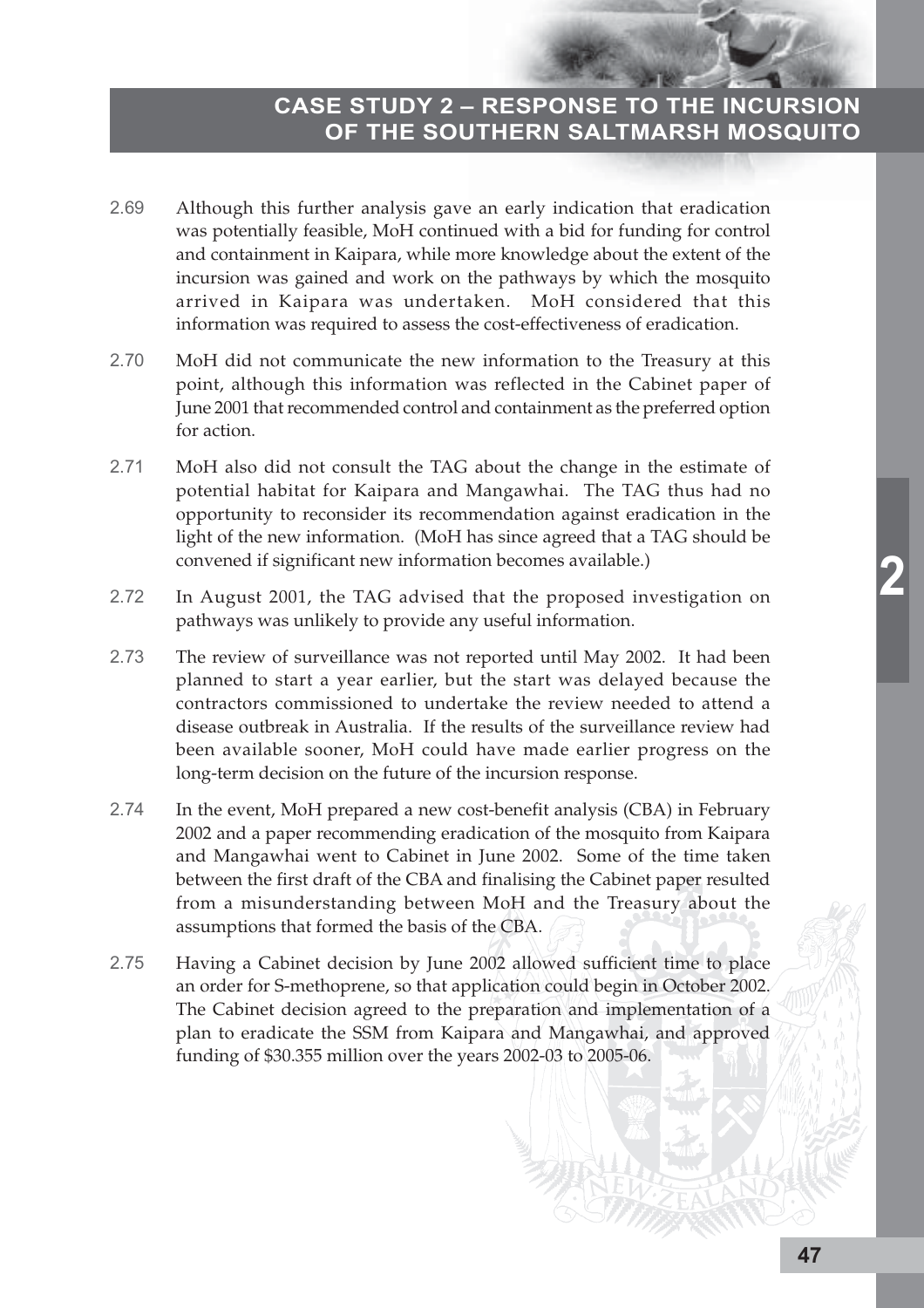2.69 Although this further analysis gave an early indication that eradication was potentially feasible, MoH continued with a bid for funding for control and containment in Kaipara, while more knowledge about the extent of the incursion was gained and work on the pathways by which the mosquito arrived in Kaipara was undertaken. MoH considered that this information was required to assess the cost-effectiveness of eradication.

2.70 MoH did not communicate the new information to the Treasury at this point, although this information was reflected in the Cabinet paper of June 2001 that recommended control and containment as the preferred option for action.

2.71 MoH also did not consult the TAG about the change in the estimate of potential habitat for Kaipara and Mangawhai. The TAG thus had no opportunity to reconsider its recommendation against eradication in the light of the new information. (MoH has since agreed that a TAG should be convened if significant new information becomes available.)

2.72 In August 2001, the TAG advised that the proposed investigation on pathways was unlikely to provide any useful information.

2.73 The review of surveillance was not reported until May 2002. It had been planned to start a year earlier, but the start was delayed because the contractors commissioned to undertake the review needed to attend a disease outbreak in Australia. If the results of the surveillance review had been available sooner, MoH could have made earlier progress on the long-term decision on the future of the incursion response.

2.74 In the event, MoH prepared a new cost-benefit analysis (CBA) in February 2002 and a paper recommending eradication of the mosquito from Kaipara and Mangawhai went to Cabinet in June 2002. Some of the time taken between the first draft of the CBA and finalising the Cabinet paper resulted from a misunderstanding between MoH and the Treasury about the assumptions that formed the basis of the CBA.

2.75 Having a Cabinet decision by June 2002 allowed sufficient time to place an order for S-methoprene, so that application could begin in October 2002. The Cabinet decision agreed to the preparation and implementation of a plan to eradicate the SSM from Kaipara and Mangawhai, and approved funding of $30.355 million over the years 2002-03 to 2005-06.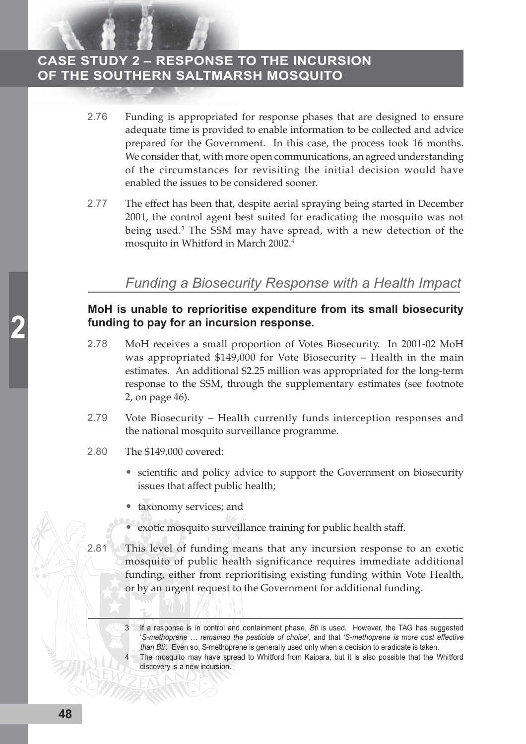2.76 Funding is appropriated for response phases that are designed to ensure adequate time is provided to enable information to be collected and advice prepared for the Government. In this case, the process took 16 months. We consider that, with more open communications, an agreed understanding of the circumstances for revisiting the initial decision would have enabled the issues to be considered sooner.

2.77 The effect has been that, despite aerial spraying being started in December 2001, the control agent best suited for eradicating the mosquito was not being used.[3] The SSM may have spread, with a new detection of the mosquito in Whitford in March 2002.[4]

## *Funding a Biosecurity Response with a Health Impact*

### MoH is unable to reprioritise expenditure from its small biosecurity funding to pay for an incursion response.

2.78 MoH receives a small proportion of Votes Biosecurity. In 2001-02 MoH was appropriated $149,000 for Vote Biosecurity – Health in the main estimates. An additional $2.25 million was appropriated for the long-term response to the SSM, through the supplementary estimates (see footnote 2, on page 46).

2.79 Vote Biosecurity – Health currently funds interception responses and the national mosquito surveillance programme.

2.80 The $149,000 covered:

- scientific and policy advice to support the Government on biosecurity issues that affect public health;
- taxonomy services; and
- exotic mosquito surveillance training for public health staff.

2.81 This level of funding means that any incursion response to an exotic mosquito of public health significance requires immediate additional funding, either from reprioritising existing funding within Vote Health, or by an urgent request to the Government for additional funding.

---

3 If a response is in control and containment phase, *Bti* is used. However, the TAG has suggested '*S-methoprene … remained the pesticide of choice*', and that '*S-methoprene is more cost effective than Bti*'. Even so, S-methoprene is generally used only when a decision to eradicate is taken.

4 The mosquito may have spread to Whitford from Kaipara, but it is also possible that the Whitford discovery is a new incursion.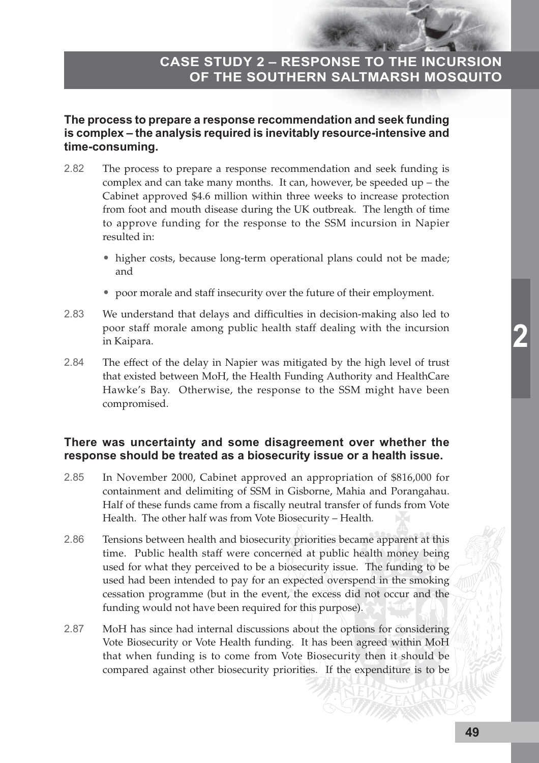## CASE STUDY 2 – RESPONSE TO THE INCURSION OF THE SOUTHERN SALTMARSH MOSQUITO

**The process to prepare a response recommendation and seek funding is complex – the analysis required is inevitably resource-intensive and time-consuming.**

2.82 The process to prepare a response recommendation and seek funding is complex and can take many months. It can, however, be speeded up – the Cabinet approved $4.6 million within three weeks to increase protection from foot and mouth disease during the UK outbreak. The length of time to approve funding for the response to the SSM incursion in Napier resulted in:

- higher costs, because long-term operational plans could not be made; and
- poor morale and staff insecurity over the future of their employment.

2.83 We understand that delays and difficulties in decision-making also led to poor staff morale among public health staff dealing with the incursion in Kaipara.

2.84 The effect of the delay in Napier was mitigated by the high level of trust that existed between MoH, the Health Funding Authority and HealthCare Hawke's Bay. Otherwise, the response to the SSM might have been compromised.

**There was uncertainty and some disagreement over whether the response should be treated as a biosecurity issue or a health issue.**

2.85 In November 2000, Cabinet approved an appropriation of $816,000 for containment and delimiting of SSM in Gisborne, Mahia and Porangahau. Half of these funds came from a fiscally neutral transfer of funds from Vote Health. The other half was from Vote Biosecurity – Health.

2.86 Tensions between health and biosecurity priorities became apparent at this time. Public health staff were concerned at public health money being used for what they perceived to be a biosecurity issue. The funding to be used had been intended to pay for an expected overspend in the smoking cessation programme (but in the event, the excess did not occur and the funding would not have been required for this purpose).

2.87 MoH has since had internal discussions about the options for considering Vote Biosecurity or Vote Health funding. It has been agreed within MoH that when funding is to come from Vote Biosecurity then it should be compared against other biosecurity priorities. If the expenditure is to be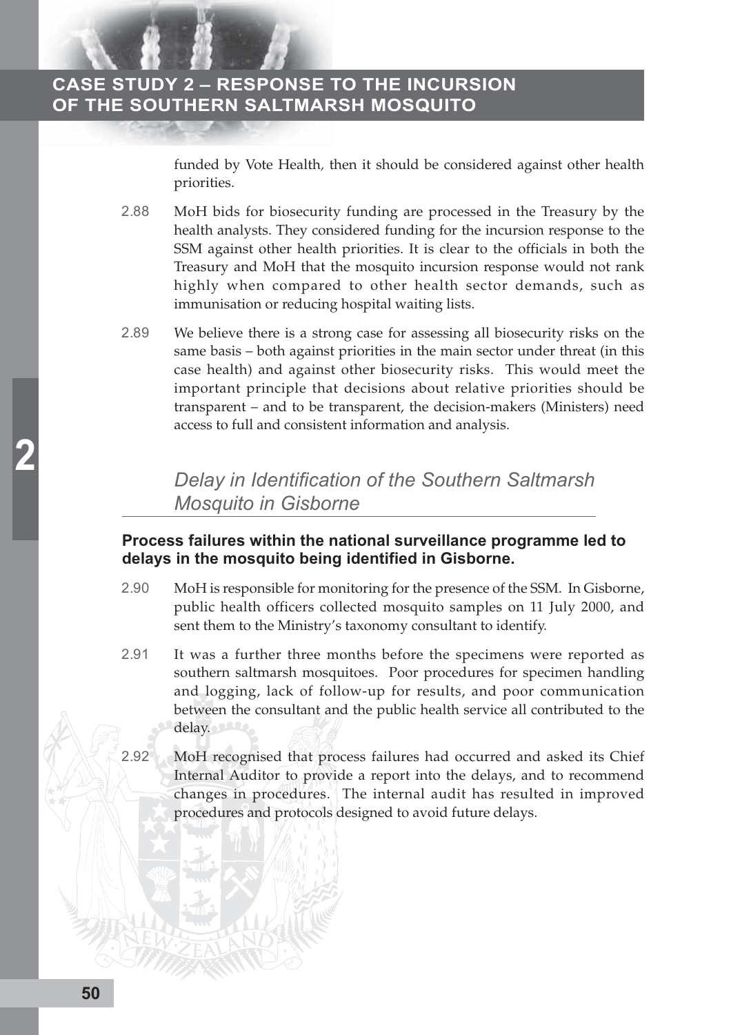funded by Vote Health, then it should be considered against other health priorities.

2.88 MoH bids for biosecurity funding are processed in the Treasury by the health analysts. They considered funding for the incursion response to the SSM against other health priorities. It is clear to the officials in both the Treasury and MoH that the mosquito incursion response would not rank highly when compared to other health sector demands, such as immunisation or reducing hospital waiting lists.

2.89 We believe there is a strong case for assessing all biosecurity risks on the same basis – both against priorities in the main sector under threat (in this case health) and against other biosecurity risks. This would meet the important principle that decisions about relative priorities should be transparent – and to be transparent, the decision-makers (Ministers) need access to full and consistent information and analysis.

## *Delay in Identification of the Southern Saltmarsh Mosquito in Gisborne*

### Process failures within the national surveillance programme led to delays in the mosquito being identified in Gisborne.

2.90 MoH is responsible for monitoring for the presence of the SSM. In Gisborne, public health officers collected mosquito samples on 11 July 2000, and sent them to the Ministry's taxonomy consultant to identify.

2.91 It was a further three months before the specimens were reported as southern saltmarsh mosquitoes. Poor procedures for specimen handling and logging, lack of follow-up for results, and poor communication between the consultant and the public health service all contributed to the delay.

2.92 MoH recognised that process failures had occurred and asked its Chief Internal Auditor to provide a report into the delays, and to recommend changes in procedures. The internal audit has resulted in improved procedures and protocols designed to avoid future delays.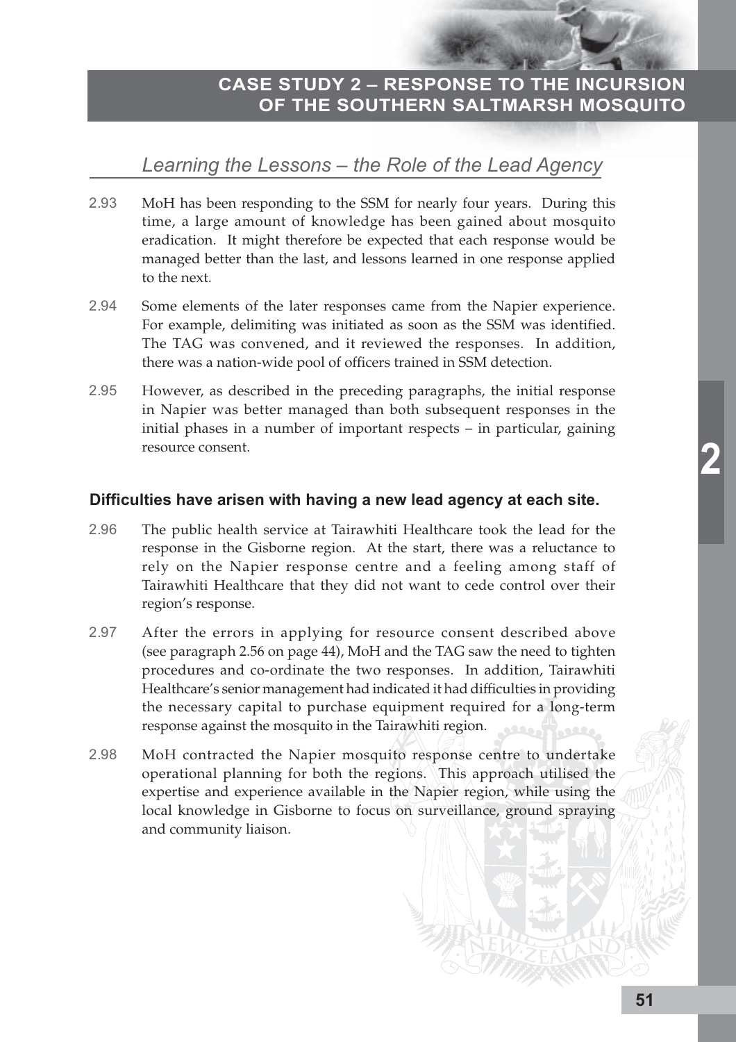## Learning the Lessons – the Role of the Lead Agency

2.93 MoH has been responding to the SSM for nearly four years. During this time, a large amount of knowledge has been gained about mosquito eradication. It might therefore be expected that each response would be managed better than the last, and lessons learned in one response applied to the next.

2.94 Some elements of the later responses came from the Napier experience. For example, delimiting was initiated as soon as the SSM was identified. The TAG was convened, and it reviewed the responses. In addition, there was a nation-wide pool of officers trained in SSM detection.

2.95 However, as described in the preceding paragraphs, the initial response in Napier was better managed than both subsequent responses in the initial phases in a number of important respects – in particular, gaining resource consent.

### Difficulties have arisen with having a new lead agency at each site.

2.96 The public health service at Tairawhiti Healthcare took the lead for the response in the Gisborne region. At the start, there was a reluctance to rely on the Napier response centre and a feeling among staff of Tairawhiti Healthcare that they did not want to cede control over their region's response.

2.97 After the errors in applying for resource consent described above (see paragraph 2.56 on page 44), MoH and the TAG saw the need to tighten procedures and co-ordinate the two responses. In addition, Tairawhiti Healthcare's senior management had indicated it had difficulties in providing the necessary capital to purchase equipment required for a long-term response against the mosquito in the Tairawhiti region.

2.98 MoH contracted the Napier mosquito response centre to undertake operational planning for both the regions. This approach utilised the expertise and experience available in the Napier region, while using the local knowledge in Gisborne to focus on surveillance, ground spraying and community liaison.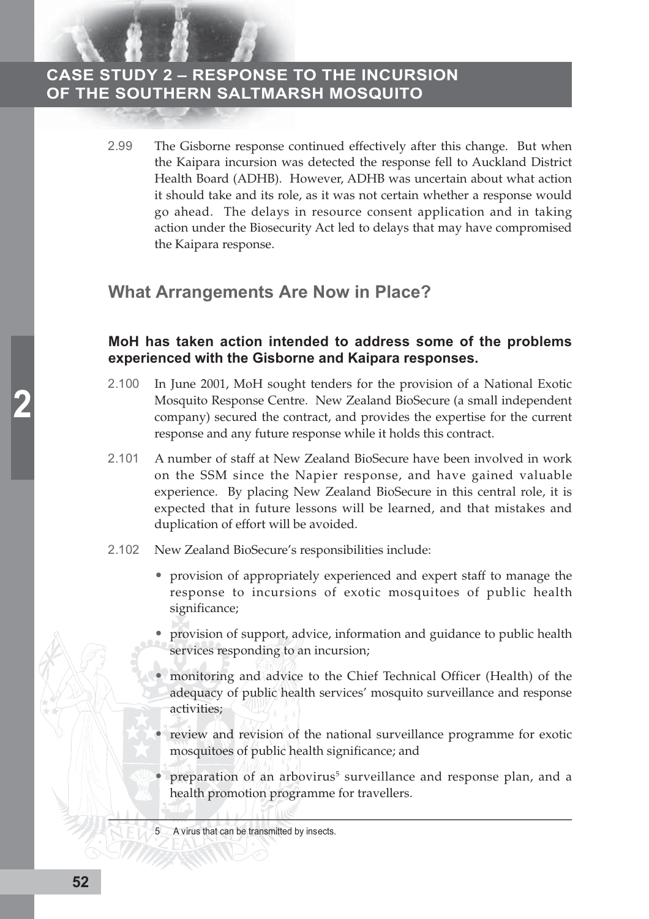2.99 The Gisborne response continued effectively after this change. But when the Kaipara incursion was detected the response fell to Auckland District Health Board (ADHB). However, ADHB was uncertain about what action it should take and its role, as it was not certain whether a response would go ahead. The delays in resource consent application and in taking action under the Biosecurity Act led to delays that may have compromised the Kaipara response.

## What Arrangements Are Now in Place?

### MoH has taken action intended to address some of the problems experienced with the Gisborne and Kaipara responses.

2.100 In June 2001, MoH sought tenders for the provision of a National Exotic Mosquito Response Centre. New Zealand BioSecure (a small independent company) secured the contract, and provides the expertise for the current response and any future response while it holds this contract.

2.101 A number of staff at New Zealand BioSecure have been involved in work on the SSM since the Napier response, and have gained valuable experience. By placing New Zealand BioSecure in this central role, it is expected that in future lessons will be learned, and that mistakes and duplication of effort will be avoided.

2.102 New Zealand BioSecure's responsibilities include:

- provision of appropriately experienced and expert staff to manage the response to incursions of exotic mosquitoes of public health significance;
- provision of support, advice, information and guidance to public health services responding to an incursion;
- monitoring and advice to the Chief Technical Officer (Health) of the adequacy of public health services' mosquito surveillance and response activities;
- review and revision of the national surveillance programme for exotic mosquitoes of public health significance; and
- preparation of an arbovirus[5] surveillance and response plan, and a health promotion programme for travellers.

5 A virus that can be transmitted by insects.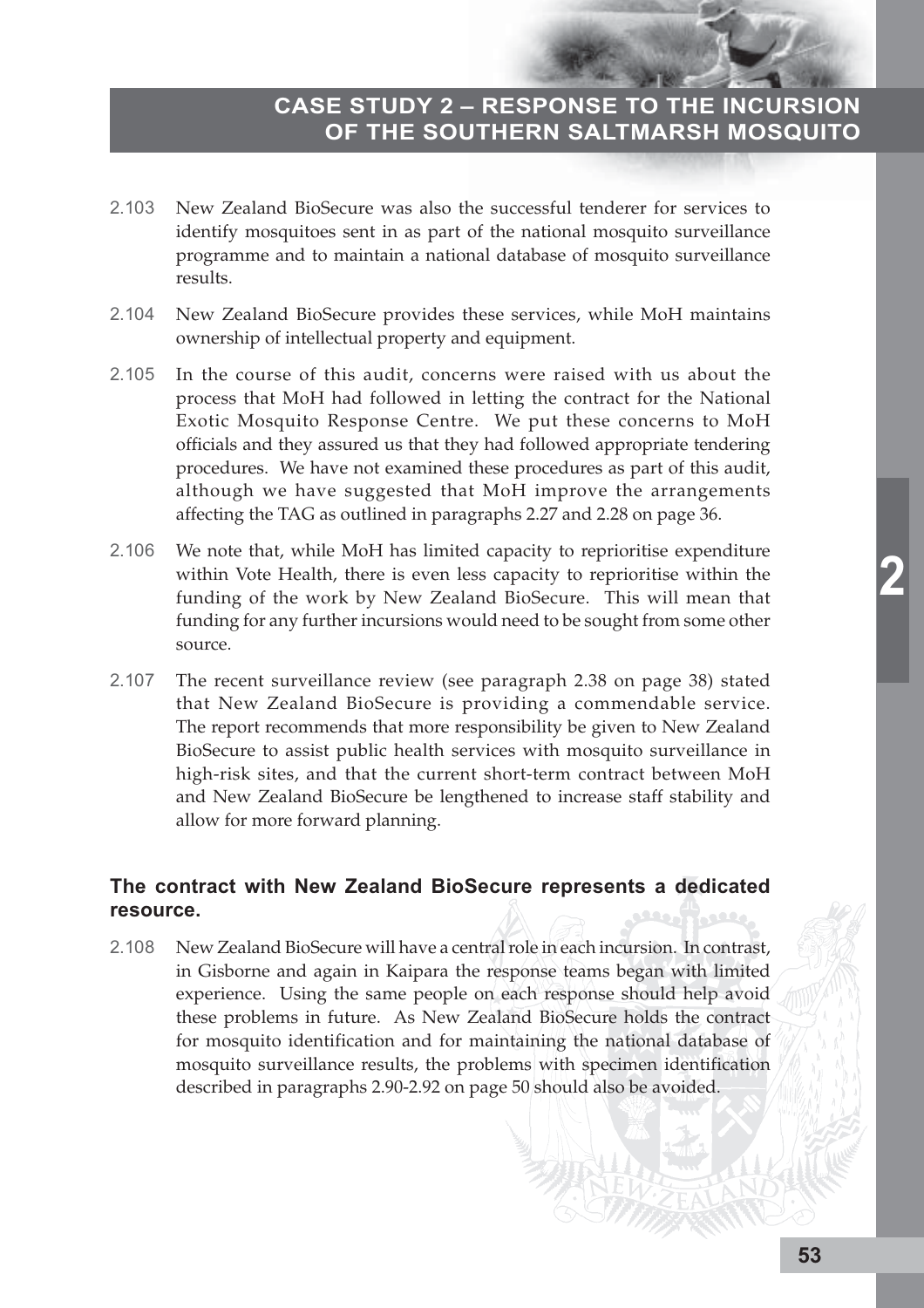2.103 New Zealand BioSecure was also the successful tenderer for services to identify mosquitoes sent in as part of the national mosquito surveillance programme and to maintain a national database of mosquito surveillance results.

2.104 New Zealand BioSecure provides these services, while MoH maintains ownership of intellectual property and equipment.

2.105 In the course of this audit, concerns were raised with us about the process that MoH had followed in letting the contract for the National Exotic Mosquito Response Centre. We put these concerns to MoH officials and they assured us that they had followed appropriate tendering procedures. We have not examined these procedures as part of this audit, although we have suggested that MoH improve the arrangements affecting the TAG as outlined in paragraphs 2.27 and 2.28 on page 36.

2.106 We note that, while MoH has limited capacity to reprioritise expenditure within Vote Health, there is even less capacity to reprioritise within the funding of the work by New Zealand BioSecure. This will mean that funding for any further incursions would need to be sought from some other source.

2.107 The recent surveillance review (see paragraph 2.38 on page 38) stated that New Zealand BioSecure is providing a commendable service. The report recommends that more responsibility be given to New Zealand BioSecure to assist public health services with mosquito surveillance in high-risk sites, and that the current short-term contract between MoH and New Zealand BioSecure be lengthened to increase staff stability and allow for more forward planning.

### The contract with New Zealand BioSecure represents a dedicated resource.

2.108 New Zealand BioSecure will have a central role in each incursion. In contrast, in Gisborne and again in Kaipara the response teams began with limited experience. Using the same people on each response should help avoid these problems in future. As New Zealand BioSecure holds the contract for mosquito identification and for maintaining the national database of mosquito surveillance results, the problems with specimen identification described in paragraphs 2.90-2.92 on page 50 should also be avoided.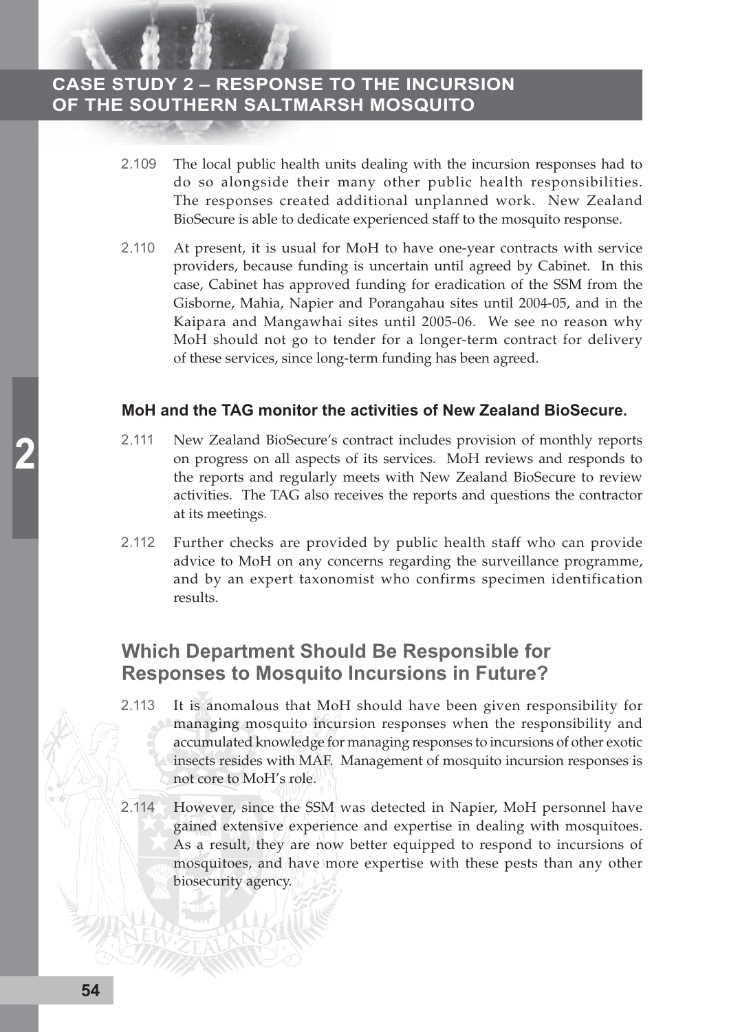2.109 The local public health units dealing with the incursion responses had to do so alongside their many other public health responsibilities. The responses created additional unplanned work. New Zealand BioSecure is able to dedicate experienced staff to the mosquito response.

2.110 At present, it is usual for MoH to have one-year contracts with service providers, because funding is uncertain until agreed by Cabinet. In this case, Cabinet has approved funding for eradication of the SSM from the Gisborne, Mahia, Napier and Porangahau sites until 2004-05, and in the Kaipara and Mangawhai sites until 2005-06. We see no reason why MoH should not go to tender for a longer-term contract for delivery of these services, since long-term funding has been agreed.

#### MoH and the TAG monitor the activities of New Zealand BioSecure.

2.111 New Zealand BioSecure's contract includes provision of monthly reports on progress on all aspects of its services. MoH reviews and responds to the reports and regularly meets with New Zealand BioSecure to review activities. The TAG also receives the reports and questions the contractor at its meetings.

2.112 Further checks are provided by public health staff who can provide advice to MoH on any concerns regarding the surveillance programme, and by an expert taxonomist who confirms specimen identification results.

### Which Department Should Be Responsible for Responses to Mosquito Incursions in Future?

2.113 It is anomalous that MoH should have been given responsibility for managing mosquito incursion responses when the responsibility and accumulated knowledge for managing responses to incursions of other exotic insects resides with MAF. Management of mosquito incursion responses is not core to MoH's role.

2.114 However, since the SSM was detected in Napier, MoH personnel have gained extensive experience and expertise in dealing with mosquitoes. As a result, they are now better equipped to respond to incursions of mosquitoes, and have more expertise with these pests than any other biosecurity agency.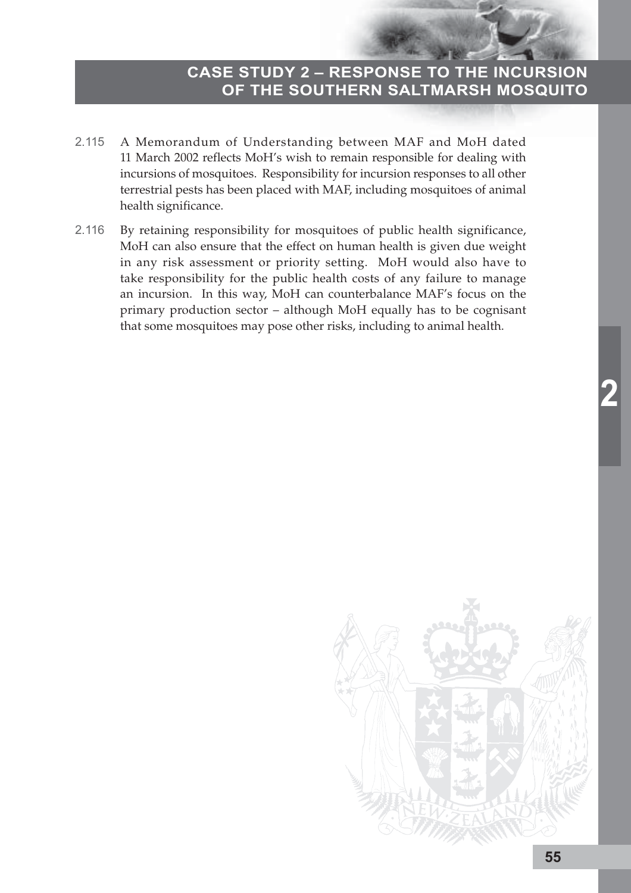2.115 A Memorandum of Understanding between MAF and MoH dated 11 March 2002 reflects MoH's wish to remain responsible for dealing with incursions of mosquitoes. Responsibility for incursion responses to all other terrestrial pests has been placed with MAF, including mosquitoes of animal health significance.

2.116 By retaining responsibility for mosquitoes of public health significance, MoH can also ensure that the effect on human health is given due weight in any risk assessment or priority setting. MoH would also have to take responsibility for the public health costs of any failure to manage an incursion. In this way, MoH can counterbalance MAF's focus on the primary production sector – although MoH equally has to be cognisant that some mosquitoes may pose other risks, including to animal health.